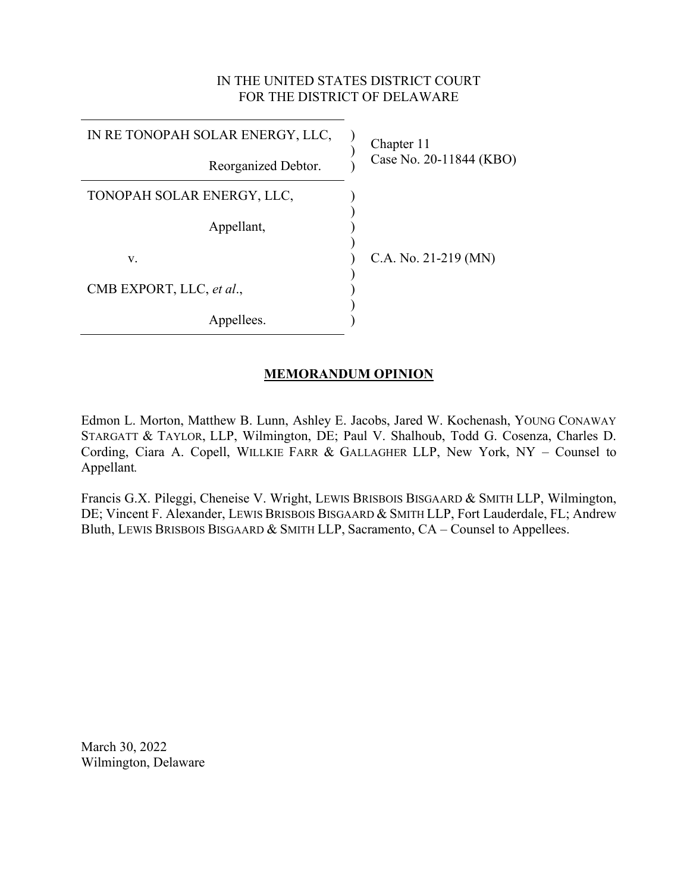IN THE UNITED STATES DISTRICT COURT
FOR THE DISTRICT OF DELAWARE

| | |
|---|---|
| IN RE TONOPAH SOLAR ENERGY, LLC,<br><br>Reorganized Debtor. | Chapter 11<br>Case No. 20-11844 (KBO) |
| TONOPAH SOLAR ENERGY, LLC,<br><br>Appellant,<br><br>v.<br><br>CMB EXPORT, LLC, *et al*.,<br><br>Appellees. | C.A. No. 21-219 (MN) |

## MEMORANDUM OPINION

Edmon L. Morton, Matthew B. Lunn, Ashley E. Jacobs, Jared W. Kochenash, YOUNG CONAWAY STARGATT & TAYLOR, LLP, Wilmington, DE; Paul V. Shalhoub, Todd G. Cosenza, Charles D. Cording, Ciara A. Copell, WILLKIE FARR & GALLAGHER LLP, New York, NY – Counsel to Appellant.

Francis G.X. Pileggi, Cheneise V. Wright, LEWIS BRISBOIS BISGAARD & SMITH LLP, Wilmington, DE; Vincent F. Alexander, LEWIS BRISBOIS BISGAARD & SMITH LLP, Fort Lauderdale, FL; Andrew Bluth, LEWIS BRISBOIS BISGAARD & SMITH LLP, Sacramento, CA – Counsel to Appellees.

March 30, 2022
Wilmington, Delaware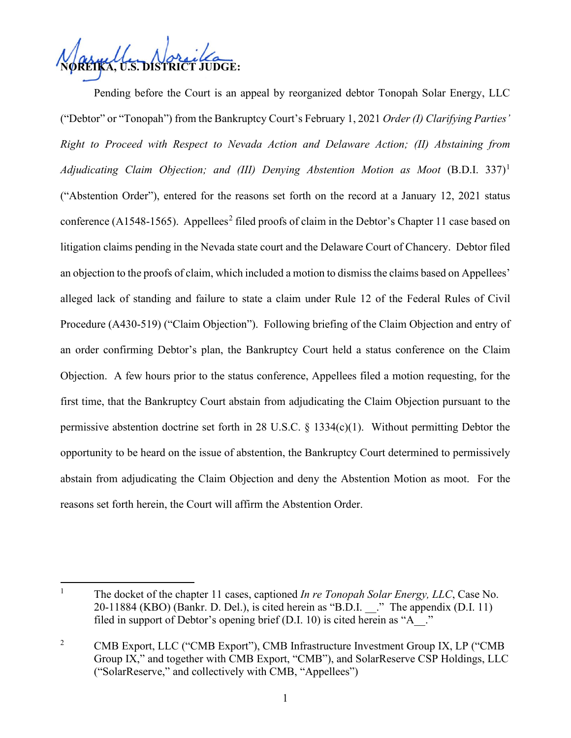**NOREIKA, U.S. DISTRICT JUDGE:**

Pending before the Court is an appeal by reorganized debtor Tonopah Solar Energy, LLC ("Debtor" or "Tonopah") from the Bankruptcy Court's February 1, 2021 *Order (I) Clarifying Parties' Right to Proceed with Respect to Nevada Action and Delaware Action; (II) Abstaining from Adjudicating Claim Objection; and (III) Denying Abstention Motion as Moot* (B.D.I. 337)[1] ("Abstention Order"), entered for the reasons set forth on the record at a January 12, 2021 status conference (A1548-1565). Appellees[2] filed proofs of claim in the Debtor's Chapter 11 case based on litigation claims pending in the Nevada state court and the Delaware Court of Chancery. Debtor filed an objection to the proofs of claim, which included a motion to dismiss the claims based on Appellees' alleged lack of standing and failure to state a claim under Rule 12 of the Federal Rules of Civil Procedure (A430-519) ("Claim Objection"). Following briefing of the Claim Objection and entry of an order confirming Debtor's plan, the Bankruptcy Court held a status conference on the Claim Objection. A few hours prior to the status conference, Appellees filed a motion requesting, for the first time, that the Bankruptcy Court abstain from adjudicating the Claim Objection pursuant to the permissive abstention doctrine set forth in 28 U.S.C. § 1334(c)(1). Without permitting Debtor the opportunity to be heard on the issue of abstention, the Bankruptcy Court determined to permissively abstain from adjudicating the Claim Objection and deny the Abstention Motion as moot. For the reasons set forth herein, the Court will affirm the Abstention Order.

---

[1] The docket of the chapter 11 cases, captioned *In re Tonopah Solar Energy, LLC*, Case No. 20-11884 (KBO) (Bankr. D. Del.), is cited herein as "B.D.I. __." The appendix (D.I. 11) filed in support of Debtor's opening brief (D.I. 10) is cited herein as "A__."

[2] CMB Export, LLC ("CMB Export"), CMB Infrastructure Investment Group IX, LP ("CMB Group IX," and together with CMB Export, "CMB"), and SolarReserve CSP Holdings, LLC ("SolarReserve," and collectively with CMB, "Appellees")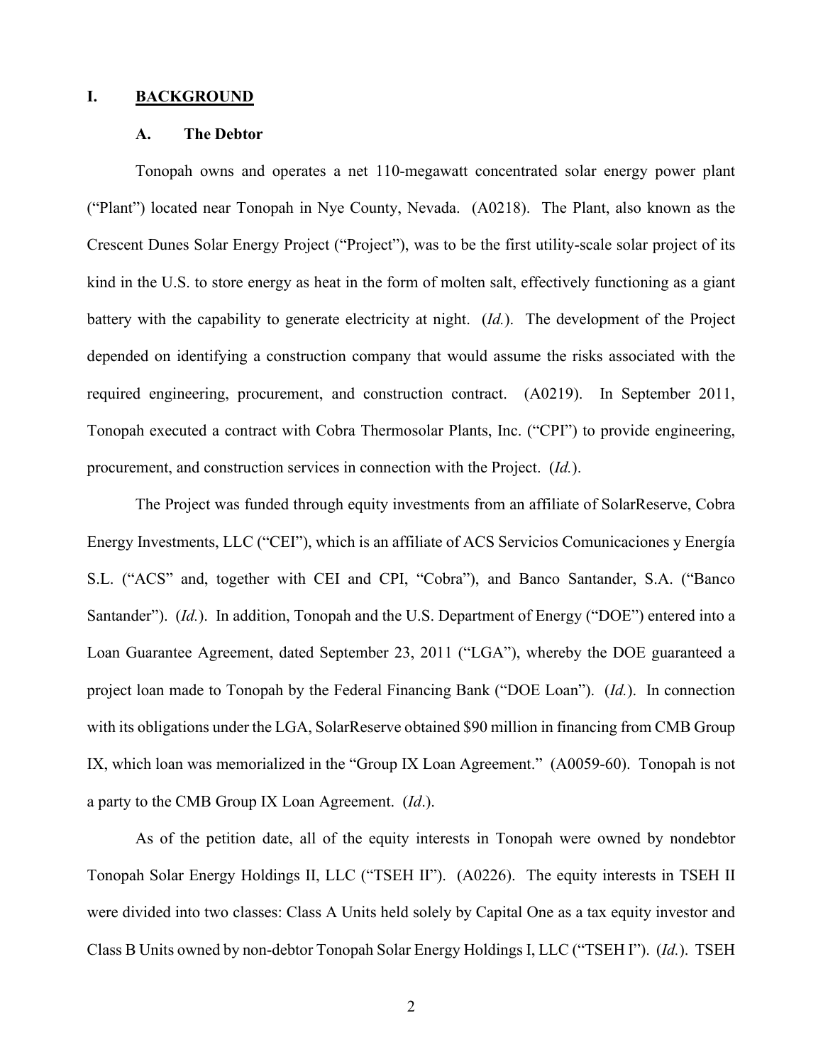## I. BACKGROUND

### A. The Debtor

Tonopah owns and operates a net 110-megawatt concentrated solar energy power plant ("Plant") located near Tonopah in Nye County, Nevada. (A0218). The Plant, also known as the Crescent Dunes Solar Energy Project ("Project"), was to be the first utility-scale solar project of its kind in the U.S. to store energy as heat in the form of molten salt, effectively functioning as a giant battery with the capability to generate electricity at night. (*Id.*). The development of the Project depended on identifying a construction company that would assume the risks associated with the required engineering, procurement, and construction contract. (A0219). In September 2011, Tonopah executed a contract with Cobra Thermosolar Plants, Inc. ("CPI") to provide engineering, procurement, and construction services in connection with the Project. (*Id.*).

The Project was funded through equity investments from an affiliate of SolarReserve, Cobra Energy Investments, LLC ("CEI"), which is an affiliate of ACS Servicios Comunicaciones y Energía S.L. ("ACS" and, together with CEI and CPI, "Cobra"), and Banco Santander, S.A. ("Banco Santander"). (*Id.*). In addition, Tonopah and the U.S. Department of Energy ("DOE") entered into a Loan Guarantee Agreement, dated September 23, 2011 ("LGA"), whereby the DOE guaranteed a project loan made to Tonopah by the Federal Financing Bank ("DOE Loan"). (*Id.*). In connection with its obligations under the LGA, SolarReserve obtained $90 million in financing from CMB Group IX, which loan was memorialized in the "Group IX Loan Agreement." (A0059-60). Tonopah is not a party to the CMB Group IX Loan Agreement. (*Id*.).

As of the petition date, all of the equity interests in Tonopah were owned by nondebtor Tonopah Solar Energy Holdings II, LLC ("TSEH II"). (A0226). The equity interests in TSEH II were divided into two classes: Class A Units held solely by Capital One as a tax equity investor and Class B Units owned by non-debtor Tonopah Solar Energy Holdings I, LLC ("TSEH I"). (*Id.*). TSEH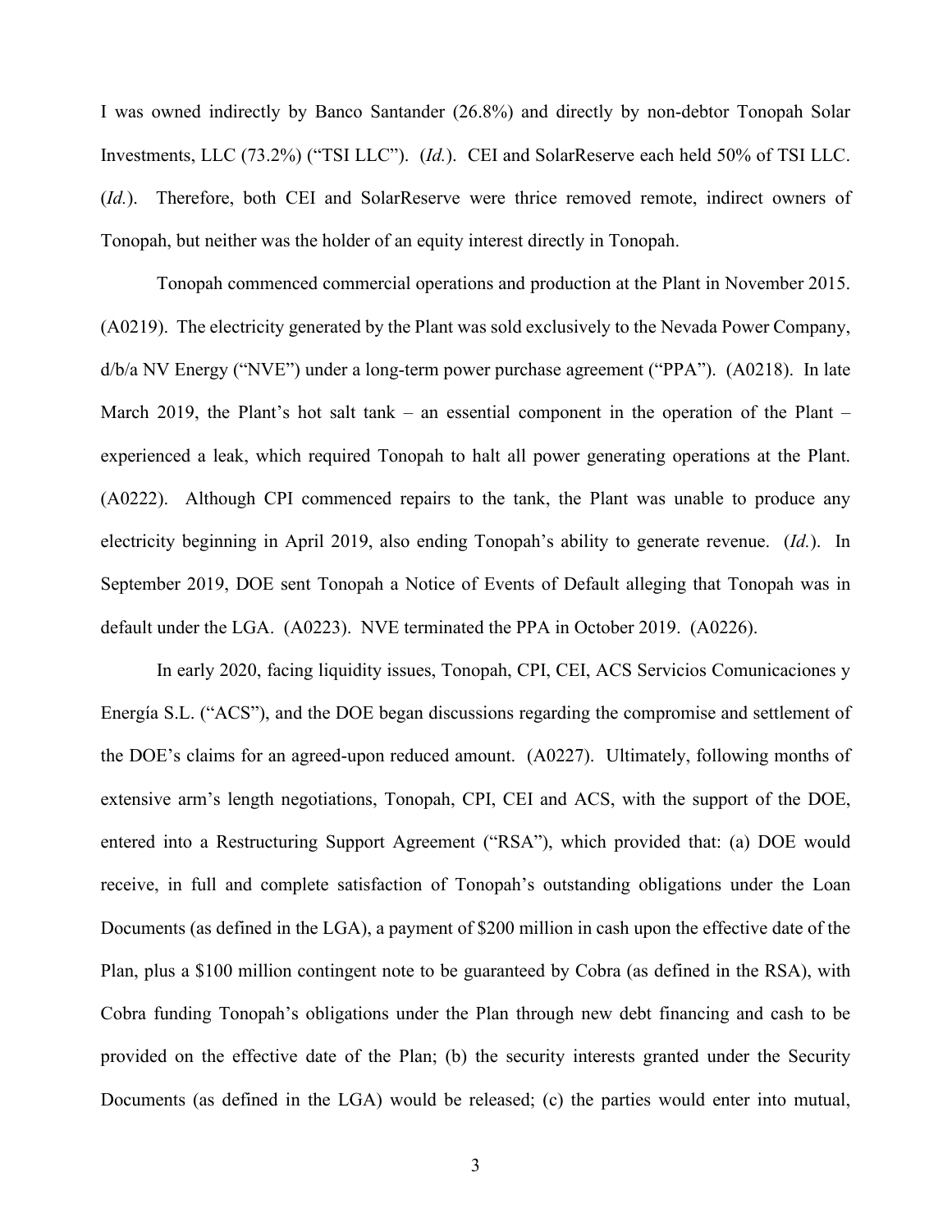I was owned indirectly by Banco Santander (26.8%) and directly by non-debtor Tonopah Solar Investments, LLC (73.2%) ("TSI LLC"). (*Id.*). CEI and SolarReserve each held 50% of TSI LLC. (*Id.*). Therefore, both CEI and SolarReserve were thrice removed remote, indirect owners of Tonopah, but neither was the holder of an equity interest directly in Tonopah.

Tonopah commenced commercial operations and production at the Plant in November 2015. (A0219). The electricity generated by the Plant was sold exclusively to the Nevada Power Company, d/b/a NV Energy ("NVE") under a long-term power purchase agreement ("PPA"). (A0218). In late March 2019, the Plant's hot salt tank – an essential component in the operation of the Plant – experienced a leak, which required Tonopah to halt all power generating operations at the Plant. (A0222). Although CPI commenced repairs to the tank, the Plant was unable to produce any electricity beginning in April 2019, also ending Tonopah's ability to generate revenue. (*Id.*). In September 2019, DOE sent Tonopah a Notice of Events of Default alleging that Tonopah was in default under the LGA. (A0223). NVE terminated the PPA in October 2019. (A0226).

In early 2020, facing liquidity issues, Tonopah, CPI, CEI, ACS Servicios Comunicaciones y Energía S.L. ("ACS"), and the DOE began discussions regarding the compromise and settlement of the DOE's claims for an agreed-upon reduced amount. (A0227). Ultimately, following months of extensive arm's length negotiations, Tonopah, CPI, CEI and ACS, with the support of the DOE, entered into a Restructuring Support Agreement ("RSA"), which provided that: (a) DOE would receive, in full and complete satisfaction of Tonopah's outstanding obligations under the Loan Documents (as defined in the LGA), a payment of $200 million in cash upon the effective date of the Plan, plus a $100 million contingent note to be guaranteed by Cobra (as defined in the RSA), with Cobra funding Tonopah's obligations under the Plan through new debt financing and cash to be provided on the effective date of the Plan; (b) the security interests granted under the Security Documents (as defined in the LGA) would be released; (c) the parties would enter into mutual,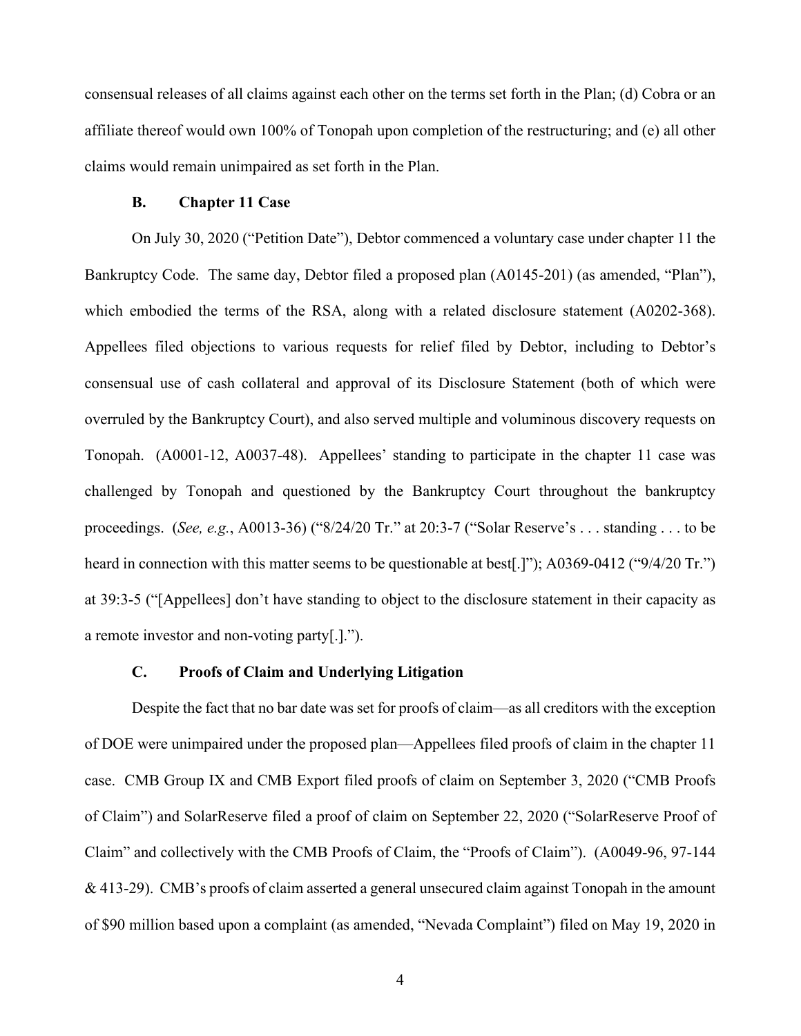consensual releases of all claims against each other on the terms set forth in the Plan; (d) Cobra or an affiliate thereof would own 100% of Tonopah upon completion of the restructuring; and (e) all other claims would remain unimpaired as set forth in the Plan.

### B. Chapter 11 Case

On July 30, 2020 ("Petition Date"), Debtor commenced a voluntary case under chapter 11 the Bankruptcy Code. The same day, Debtor filed a proposed plan (A0145-201) (as amended, "Plan"), which embodied the terms of the RSA, along with a related disclosure statement (A0202-368). Appellees filed objections to various requests for relief filed by Debtor, including to Debtor's consensual use of cash collateral and approval of its Disclosure Statement (both of which were overruled by the Bankruptcy Court), and also served multiple and voluminous discovery requests on Tonopah. (A0001-12, A0037-48). Appellees' standing to participate in the chapter 11 case was challenged by Tonopah and questioned by the Bankruptcy Court throughout the bankruptcy proceedings. (*See, e.g.*, A0013-36) ("8/24/20 Tr." at 20:3-7 ("Solar Reserve's . . . standing . . . to be heard in connection with this matter seems to be questionable at best[.]"); A0369-0412 ("9/4/20 Tr.") at 39:3-5 ("[Appellees] don't have standing to object to the disclosure statement in their capacity as a remote investor and non-voting party[.].").

### C. Proofs of Claim and Underlying Litigation

Despite the fact that no bar date was set for proofs of claim—as all creditors with the exception of DOE were unimpaired under the proposed plan—Appellees filed proofs of claim in the chapter 11 case. CMB Group IX and CMB Export filed proofs of claim on September 3, 2020 ("CMB Proofs of Claim") and SolarReserve filed a proof of claim on September 22, 2020 ("SolarReserve Proof of Claim" and collectively with the CMB Proofs of Claim, the "Proofs of Claim"). (A0049-96, 97-144 & 413-29). CMB's proofs of claim asserted a general unsecured claim against Tonopah in the amount of $90 million based upon a complaint (as amended, "Nevada Complaint") filed on May 19, 2020 in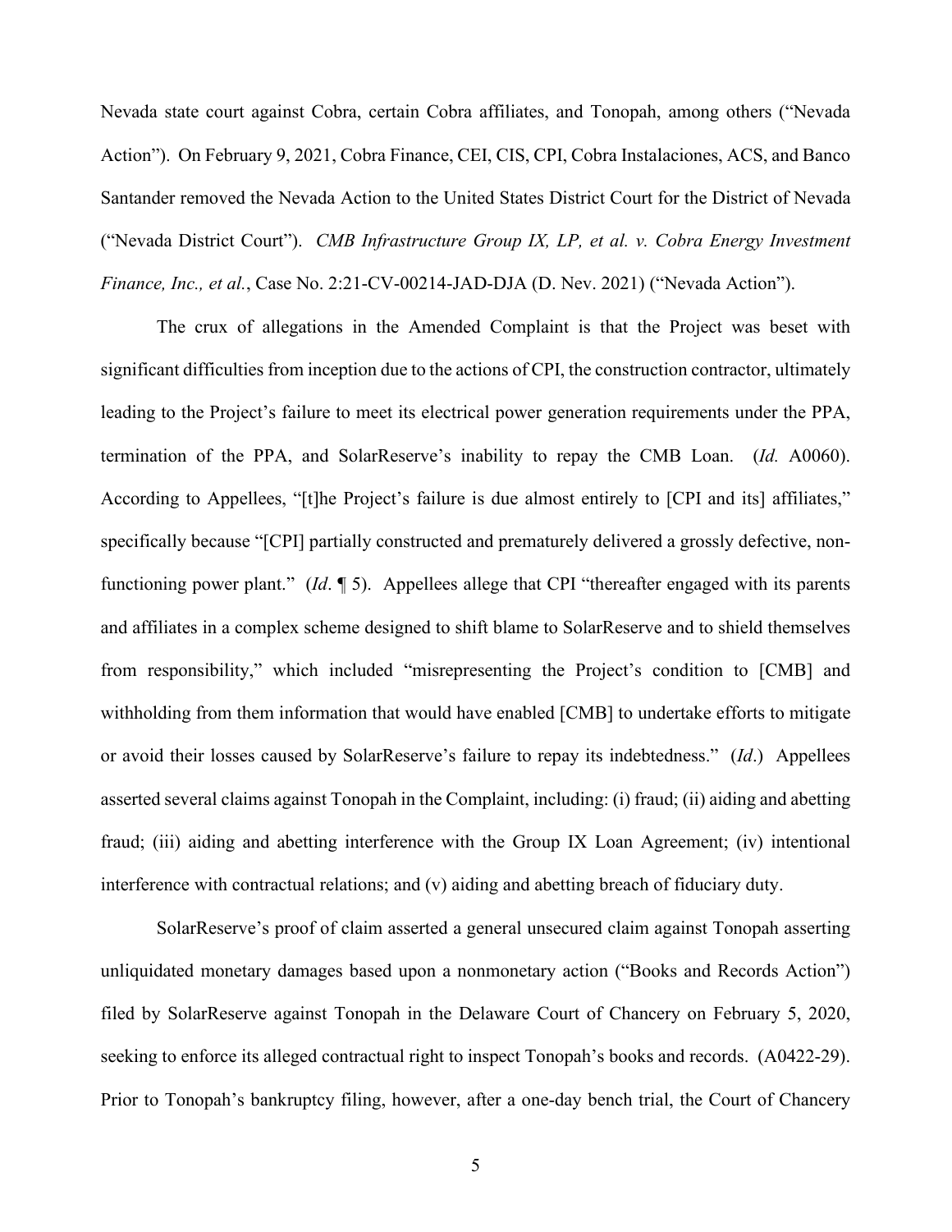Nevada state court against Cobra, certain Cobra affiliates, and Tonopah, among others ("Nevada Action"). On February 9, 2021, Cobra Finance, CEI, CIS, CPI, Cobra Instalaciones, ACS, and Banco Santander removed the Nevada Action to the United States District Court for the District of Nevada ("Nevada District Court"). *CMB Infrastructure Group IX, LP, et al. v. Cobra Energy Investment Finance, Inc., et al.*, Case No. 2:21-CV-00214-JAD-DJA (D. Nev. 2021) ("Nevada Action").

The crux of allegations in the Amended Complaint is that the Project was beset with significant difficulties from inception due to the actions of CPI, the construction contractor, ultimately leading to the Project's failure to meet its electrical power generation requirements under the PPA, termination of the PPA, and SolarReserve's inability to repay the CMB Loan. (*Id.* A0060). According to Appellees, "[t]he Project's failure is due almost entirely to [CPI and its] affiliates," specifically because "[CPI] partially constructed and prematurely delivered a grossly defective, non-functioning power plant." (*Id*. ¶ 5). Appellees allege that CPI "thereafter engaged with its parents and affiliates in a complex scheme designed to shift blame to SolarReserve and to shield themselves from responsibility," which included "misrepresenting the Project's condition to [CMB] and withholding from them information that would have enabled [CMB] to undertake efforts to mitigate or avoid their losses caused by SolarReserve's failure to repay its indebtedness." (*Id*.) Appellees asserted several claims against Tonopah in the Complaint, including: (i) fraud; (ii) aiding and abetting fraud; (iii) aiding and abetting interference with the Group IX Loan Agreement; (iv) intentional interference with contractual relations; and (v) aiding and abetting breach of fiduciary duty.

SolarReserve's proof of claim asserted a general unsecured claim against Tonopah asserting unliquidated monetary damages based upon a nonmonetary action ("Books and Records Action") filed by SolarReserve against Tonopah in the Delaware Court of Chancery on February 5, 2020, seeking to enforce its alleged contractual right to inspect Tonopah's books and records. (A0422-29). Prior to Tonopah's bankruptcy filing, however, after a one-day bench trial, the Court of Chancery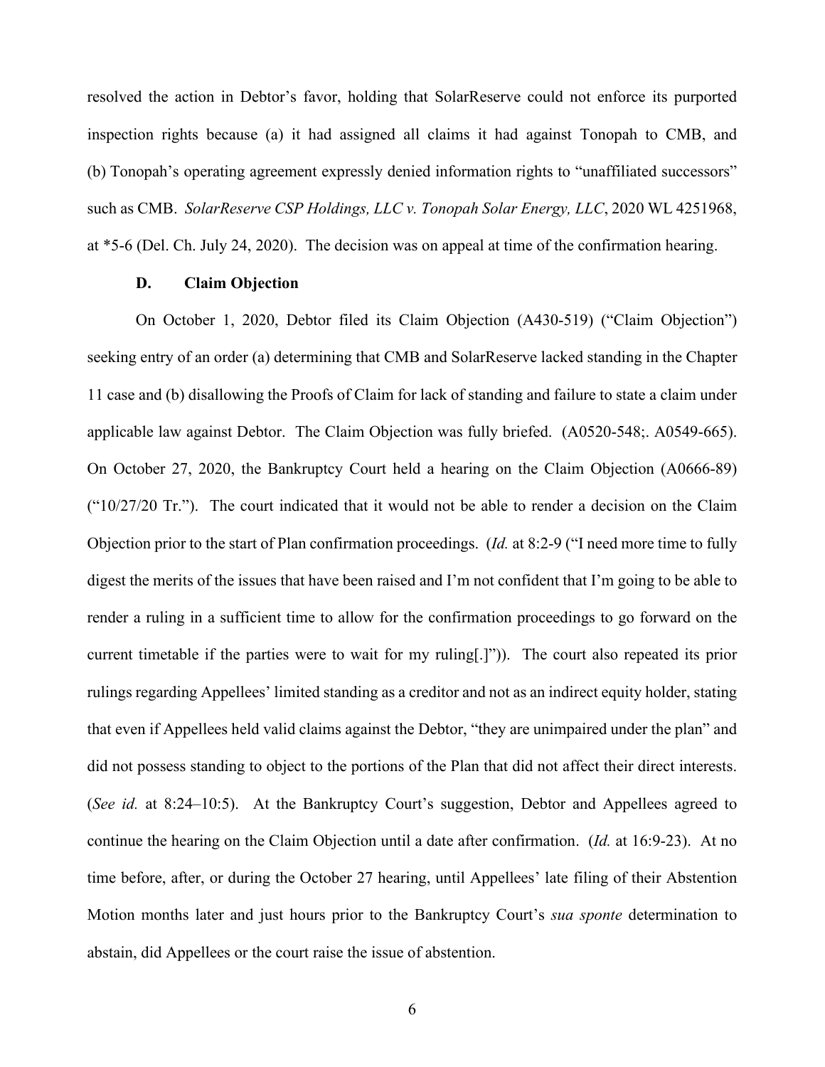resolved the action in Debtor's favor, holding that SolarReserve could not enforce its purported inspection rights because (a) it had assigned all claims it had against Tonopah to CMB, and (b) Tonopah's operating agreement expressly denied information rights to "unaffiliated successors" such as CMB. *SolarReserve CSP Holdings, LLC v. Tonopah Solar Energy, LLC*, 2020 WL 4251968, at *5-6 (Del. Ch. July 24, 2020). The decision was on appeal at time of the confirmation hearing.

### D. Claim Objection

On October 1, 2020, Debtor filed its Claim Objection (A430-519) ("Claim Objection") seeking entry of an order (a) determining that CMB and SolarReserve lacked standing in the Chapter 11 case and (b) disallowing the Proofs of Claim for lack of standing and failure to state a claim under applicable law against Debtor. The Claim Objection was fully briefed. (A0520-548;. A0549-665). On October 27, 2020, the Bankruptcy Court held a hearing on the Claim Objection (A0666-89) ("10/27/20 Tr."). The court indicated that it would not be able to render a decision on the Claim Objection prior to the start of Plan confirmation proceedings. (*Id.* at 8:2-9 ("I need more time to fully digest the merits of the issues that have been raised and I'm not confident that I'm going to be able to render a ruling in a sufficient time to allow for the confirmation proceedings to go forward on the current timetable if the parties were to wait for my ruling[.]")). The court also repeated its prior rulings regarding Appellees' limited standing as a creditor and not as an indirect equity holder, stating that even if Appellees held valid claims against the Debtor, "they are unimpaired under the plan" and did not possess standing to object to the portions of the Plan that did not affect their direct interests. (*See id.* at 8:24–10:5). At the Bankruptcy Court's suggestion, Debtor and Appellees agreed to continue the hearing on the Claim Objection until a date after confirmation. (*Id.* at 16:9-23). At no time before, after, or during the October 27 hearing, until Appellees' late filing of their Abstention Motion months later and just hours prior to the Bankruptcy Court's *sua sponte* determination to abstain, did Appellees or the court raise the issue of abstention.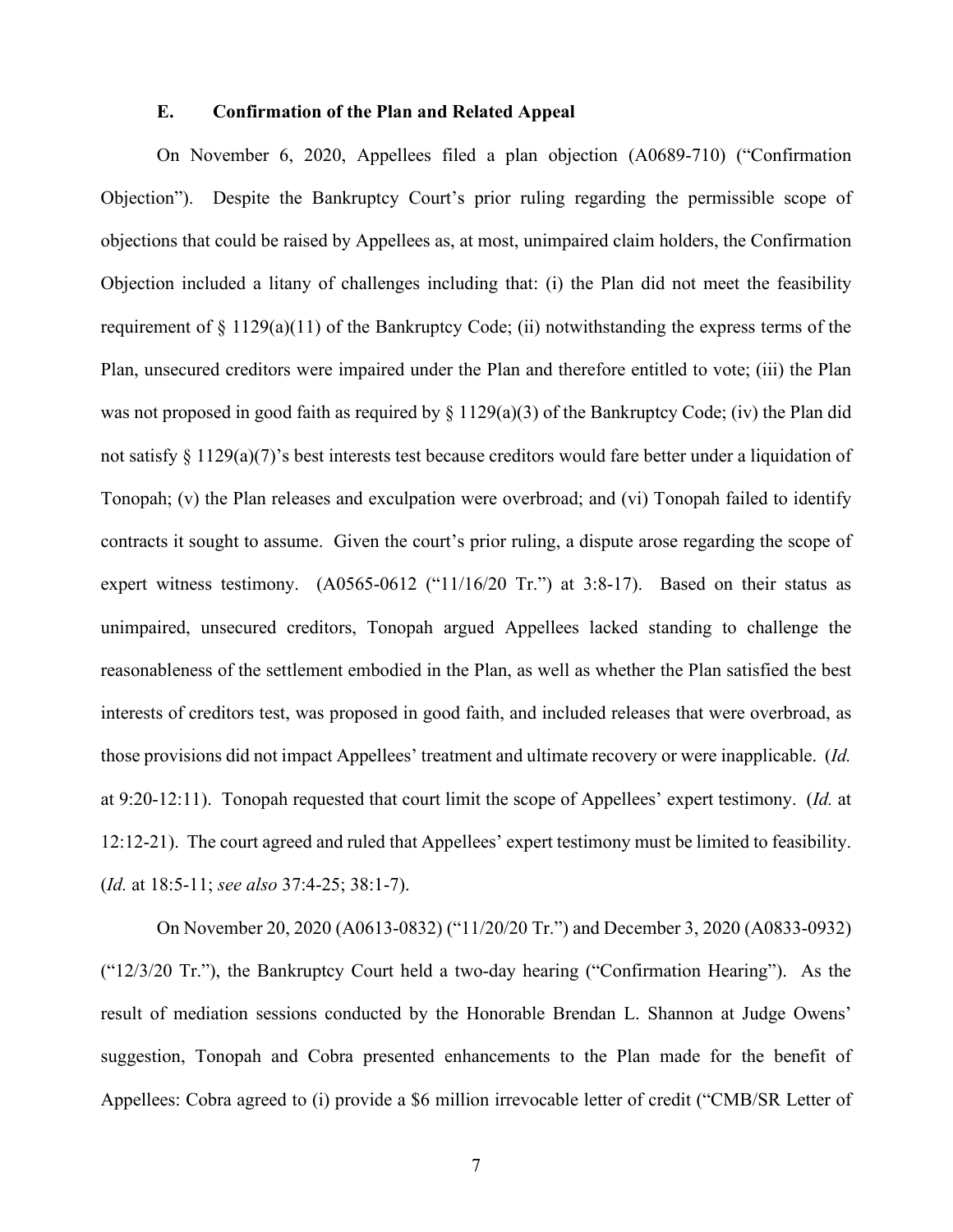### E. Confirmation of the Plan and Related Appeal

On November 6, 2020, Appellees filed a plan objection (A0689-710) ("Confirmation Objection"). Despite the Bankruptcy Court's prior ruling regarding the permissible scope of objections that could be raised by Appellees as, at most, unimpaired claim holders, the Confirmation Objection included a litany of challenges including that: (i) the Plan did not meet the feasibility requirement of § 1129(a)(11) of the Bankruptcy Code; (ii) notwithstanding the express terms of the Plan, unsecured creditors were impaired under the Plan and therefore entitled to vote; (iii) the Plan was not proposed in good faith as required by § 1129(a)(3) of the Bankruptcy Code; (iv) the Plan did not satisfy § 1129(a)(7)'s best interests test because creditors would fare better under a liquidation of Tonopah; (v) the Plan releases and exculpation were overbroad; and (vi) Tonopah failed to identify contracts it sought to assume. Given the court's prior ruling, a dispute arose regarding the scope of expert witness testimony. (A0565-0612 ("11/16/20 Tr.") at 3:8-17). Based on their status as unimpaired, unsecured creditors, Tonopah argued Appellees lacked standing to challenge the reasonableness of the settlement embodied in the Plan, as well as whether the Plan satisfied the best interests of creditors test, was proposed in good faith, and included releases that were overbroad, as those provisions did not impact Appellees' treatment and ultimate recovery or were inapplicable. (*Id.* at 9:20-12:11). Tonopah requested that court limit the scope of Appellees' expert testimony. (*Id.* at 12:12-21). The court agreed and ruled that Appellees' expert testimony must be limited to feasibility. (*Id.* at 18:5-11; *see also* 37:4-25; 38:1-7).

On November 20, 2020 (A0613-0832) ("11/20/20 Tr.") and December 3, 2020 (A0833-0932) ("12/3/20 Tr."), the Bankruptcy Court held a two-day hearing ("Confirmation Hearing"). As the result of mediation sessions conducted by the Honorable Brendan L. Shannon at Judge Owens' suggestion, Tonopah and Cobra presented enhancements to the Plan made for the benefit of Appellees: Cobra agreed to (i) provide a $6 million irrevocable letter of credit ("CMB/SR Letter of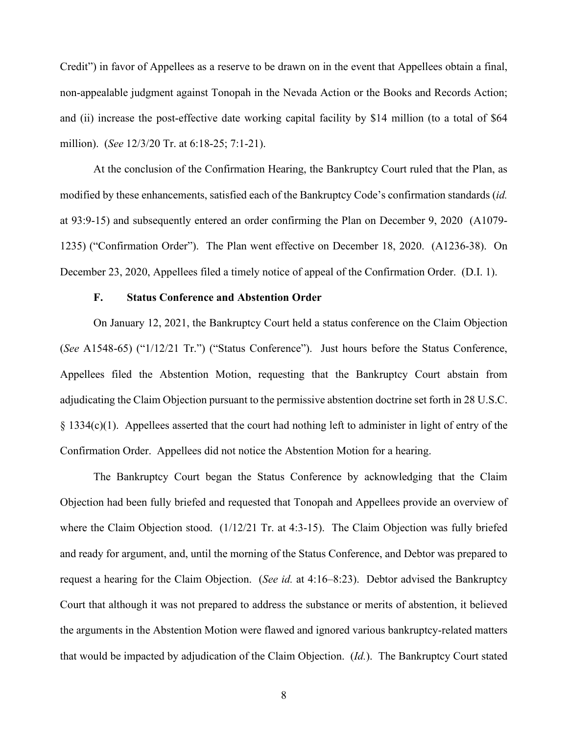Credit") in favor of Appellees as a reserve to be drawn on in the event that Appellees obtain a final, non-appealable judgment against Tonopah in the Nevada Action or the Books and Records Action; and (ii) increase the post-effective date working capital facility by $14 million (to a total of $64 million). (*See* 12/3/20 Tr. at 6:18-25; 7:1-21).

At the conclusion of the Confirmation Hearing, the Bankruptcy Court ruled that the Plan, as modified by these enhancements, satisfied each of the Bankruptcy Code's confirmation standards (*id.* at 93:9-15) and subsequently entered an order confirming the Plan on December 9, 2020 (A1079-1235) ("Confirmation Order"). The Plan went effective on December 18, 2020. (A1236-38). On December 23, 2020, Appellees filed a timely notice of appeal of the Confirmation Order. (D.I. 1).

### F. Status Conference and Abstention Order

On January 12, 2021, the Bankruptcy Court held a status conference on the Claim Objection (*See* A1548-65) ("1/12/21 Tr.") ("Status Conference"). Just hours before the Status Conference, Appellees filed the Abstention Motion, requesting that the Bankruptcy Court abstain from adjudicating the Claim Objection pursuant to the permissive abstention doctrine set forth in 28 U.S.C. § 1334(c)(1). Appellees asserted that the court had nothing left to administer in light of entry of the Confirmation Order. Appellees did not notice the Abstention Motion for a hearing.

The Bankruptcy Court began the Status Conference by acknowledging that the Claim Objection had been fully briefed and requested that Tonopah and Appellees provide an overview of where the Claim Objection stood. (1/12/21 Tr. at 4:3-15). The Claim Objection was fully briefed and ready for argument, and, until the morning of the Status Conference, and Debtor was prepared to request a hearing for the Claim Objection. (*See id.* at 4:16–8:23). Debtor advised the Bankruptcy Court that although it was not prepared to address the substance or merits of abstention, it believed the arguments in the Abstention Motion were flawed and ignored various bankruptcy-related matters that would be impacted by adjudication of the Claim Objection. (*Id.*). The Bankruptcy Court stated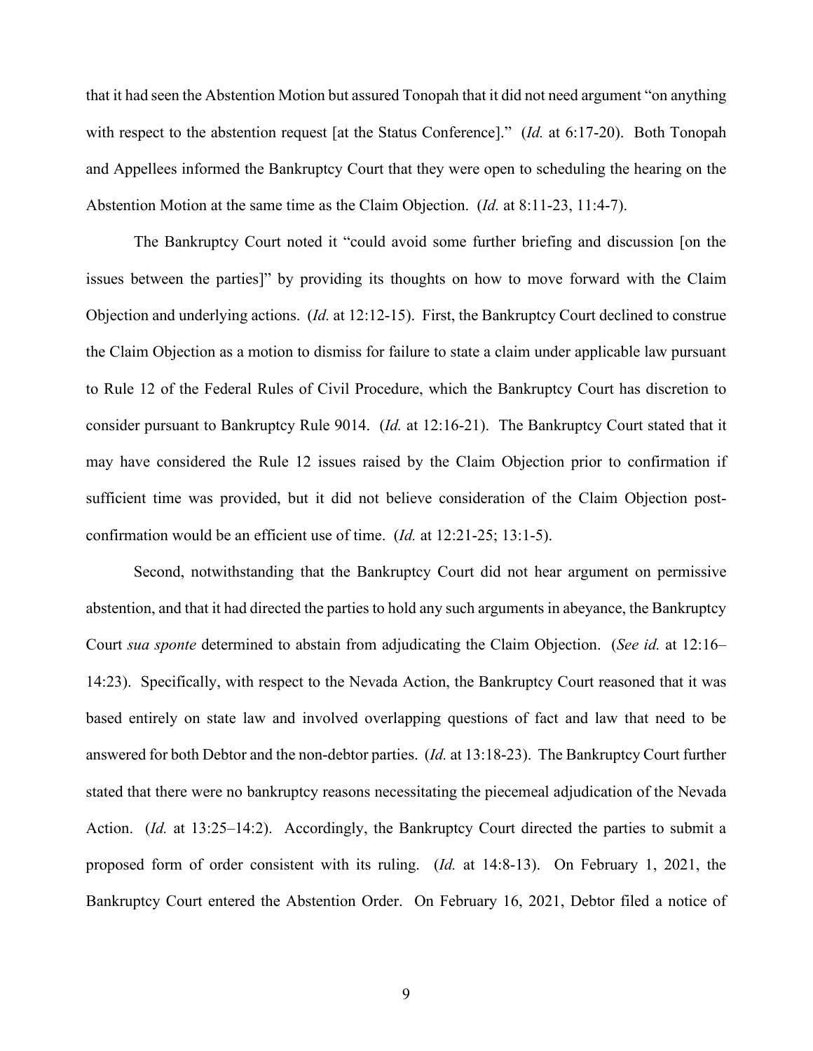that it had seen the Abstention Motion but assured Tonopah that it did not need argument "on anything with respect to the abstention request [at the Status Conference]." (*Id.* at 6:17-20). Both Tonopah and Appellees informed the Bankruptcy Court that they were open to scheduling the hearing on the Abstention Motion at the same time as the Claim Objection. (*Id.* at 8:11-23, 11:4-7).

The Bankruptcy Court noted it "could avoid some further briefing and discussion [on the issues between the parties]" by providing its thoughts on how to move forward with the Claim Objection and underlying actions. (*Id.* at 12:12-15). First, the Bankruptcy Court declined to construe the Claim Objection as a motion to dismiss for failure to state a claim under applicable law pursuant to Rule 12 of the Federal Rules of Civil Procedure, which the Bankruptcy Court has discretion to consider pursuant to Bankruptcy Rule 9014. (*Id.* at 12:16-21). The Bankruptcy Court stated that it may have considered the Rule 12 issues raised by the Claim Objection prior to confirmation if sufficient time was provided, but it did not believe consideration of the Claim Objection post-confirmation would be an efficient use of time. (*Id.* at 12:21-25; 13:1-5).

Second, notwithstanding that the Bankruptcy Court did not hear argument on permissive abstention, and that it had directed the parties to hold any such arguments in abeyance, the Bankruptcy Court *sua sponte* determined to abstain from adjudicating the Claim Objection. (*See id.* at 12:16–14:23). Specifically, with respect to the Nevada Action, the Bankruptcy Court reasoned that it was based entirely on state law and involved overlapping questions of fact and law that need to be answered for both Debtor and the non-debtor parties. (*Id.* at 13:18-23). The Bankruptcy Court further stated that there were no bankruptcy reasons necessitating the piecemeal adjudication of the Nevada Action. (*Id.* at 13:25–14:2). Accordingly, the Bankruptcy Court directed the parties to submit a proposed form of order consistent with its ruling. (*Id.* at 14:8-13). On February 1, 2021, the Bankruptcy Court entered the Abstention Order. On February 16, 2021, Debtor filed a notice of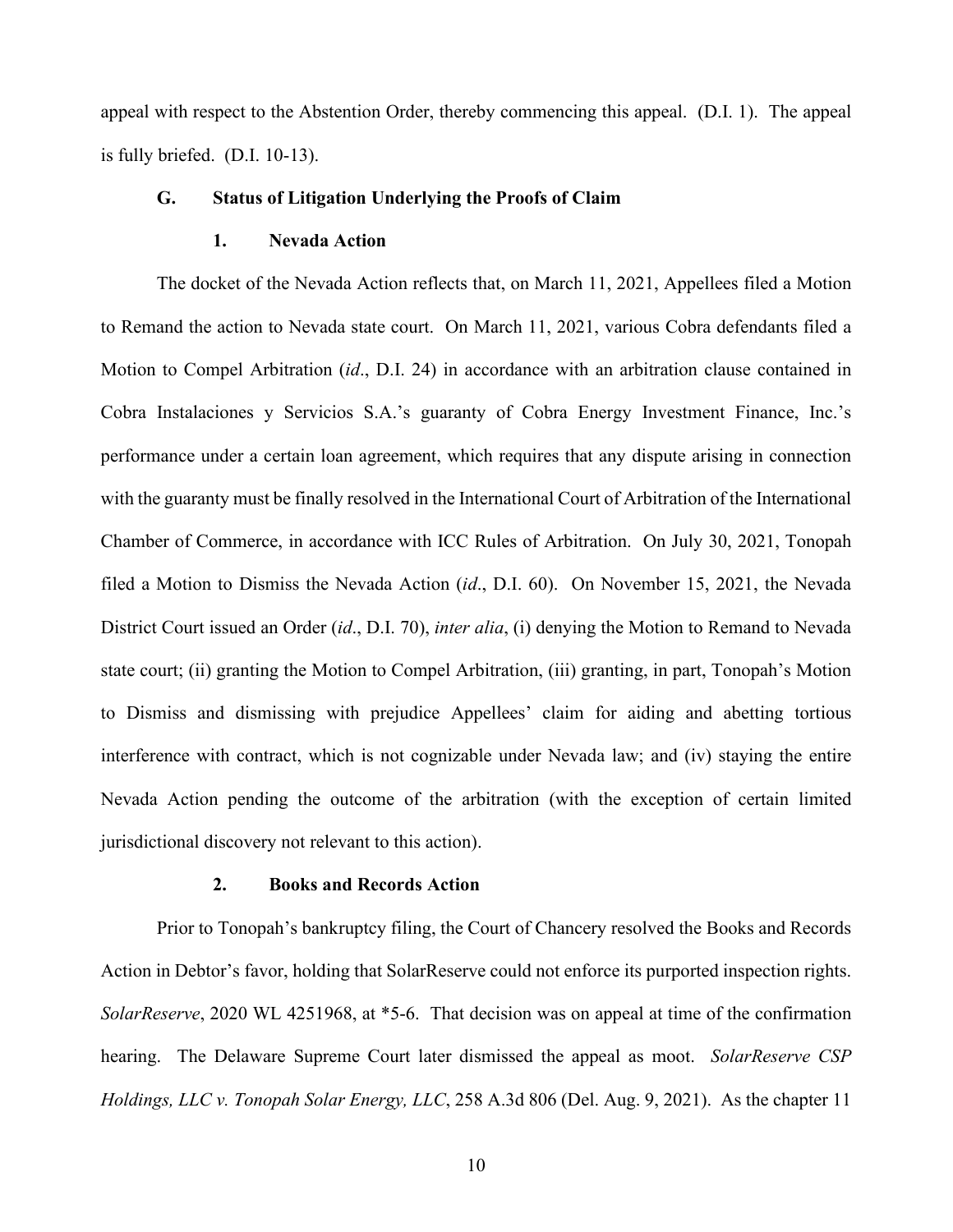appeal with respect to the Abstention Order, thereby commencing this appeal. (D.I. 1). The appeal is fully briefed. (D.I. 10-13).

### G. Status of Litigation Underlying the Proofs of Claim

#### 1. Nevada Action

The docket of the Nevada Action reflects that, on March 11, 2021, Appellees filed a Motion to Remand the action to Nevada state court. On March 11, 2021, various Cobra defendants filed a Motion to Compel Arbitration (*id*., D.I. 24) in accordance with an arbitration clause contained in Cobra Instalaciones y Servicios S.A.'s guaranty of Cobra Energy Investment Finance, Inc.'s performance under a certain loan agreement, which requires that any dispute arising in connection with the guaranty must be finally resolved in the International Court of Arbitration of the International Chamber of Commerce, in accordance with ICC Rules of Arbitration. On July 30, 2021, Tonopah filed a Motion to Dismiss the Nevada Action (*id*., D.I. 60). On November 15, 2021, the Nevada District Court issued an Order (*id*., D.I. 70), *inter alia*, (i) denying the Motion to Remand to Nevada state court; (ii) granting the Motion to Compel Arbitration, (iii) granting, in part, Tonopah's Motion to Dismiss and dismissing with prejudice Appellees' claim for aiding and abetting tortious interference with contract, which is not cognizable under Nevada law; and (iv) staying the entire Nevada Action pending the outcome of the arbitration (with the exception of certain limited jurisdictional discovery not relevant to this action).

#### 2. Books and Records Action

Prior to Tonopah's bankruptcy filing, the Court of Chancery resolved the Books and Records Action in Debtor's favor, holding that SolarReserve could not enforce its purported inspection rights. *SolarReserve*, 2020 WL 4251968, at *5-6. That decision was on appeal at time of the confirmation hearing. The Delaware Supreme Court later dismissed the appeal as moot. *SolarReserve CSP Holdings, LLC v. Tonopah Solar Energy, LLC*, 258 A.3d 806 (Del. Aug. 9, 2021). As the chapter 11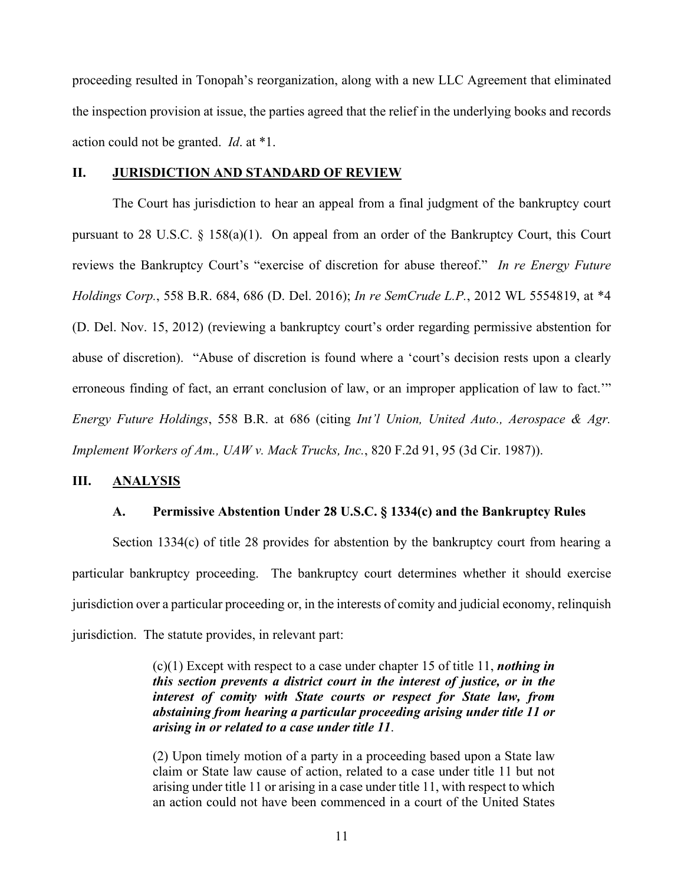proceeding resulted in Tonopah's reorganization, along with a new LLC Agreement that eliminated the inspection provision at issue, the parties agreed that the relief in the underlying books and records action could not be granted. *Id*. at *1.

## II. JURISDICTION AND STANDARD OF REVIEW

The Court has jurisdiction to hear an appeal from a final judgment of the bankruptcy court pursuant to 28 U.S.C. § 158(a)(1). On appeal from an order of the Bankruptcy Court, this Court reviews the Bankruptcy Court's "exercise of discretion for abuse thereof." *In re Energy Future Holdings Corp.*, 558 B.R. 684, 686 (D. Del. 2016); *In re SemCrude L.P.*, 2012 WL 5554819, at *4 (D. Del. Nov. 15, 2012) (reviewing a bankruptcy court's order regarding permissive abstention for abuse of discretion). "Abuse of discretion is found where a 'court's decision rests upon a clearly erroneous finding of fact, an errant conclusion of law, or an improper application of law to fact.'" *Energy Future Holdings*, 558 B.R. at 686 (citing *Int'l Union, United Auto., Aerospace & Agr. Implement Workers of Am., UAW v. Mack Trucks, Inc.*, 820 F.2d 91, 95 (3d Cir. 1987)).

## III. ANALYSIS

### A. Permissive Abstention Under 28 U.S.C. § 1334(c) and the Bankruptcy Rules

Section 1334(c) of title 28 provides for abstention by the bankruptcy court from hearing a particular bankruptcy proceeding. The bankruptcy court determines whether it should exercise jurisdiction over a particular proceeding or, in the interests of comity and judicial economy, relinquish jurisdiction. The statute provides, in relevant part:

> (c)(1) Except with respect to a case under chapter 15 of title 11, ***nothing in this section prevents a district court in the interest of justice, or in the interest of comity with State courts or respect for State law, from abstaining from hearing a particular proceeding arising under title 11 or arising in or related to a case under title 11***.
>
> (2) Upon timely motion of a party in a proceeding based upon a State law claim or State law cause of action, related to a case under title 11 but not arising under title 11 or arising in a case under title 11, with respect to which an action could not have been commenced in a court of the United States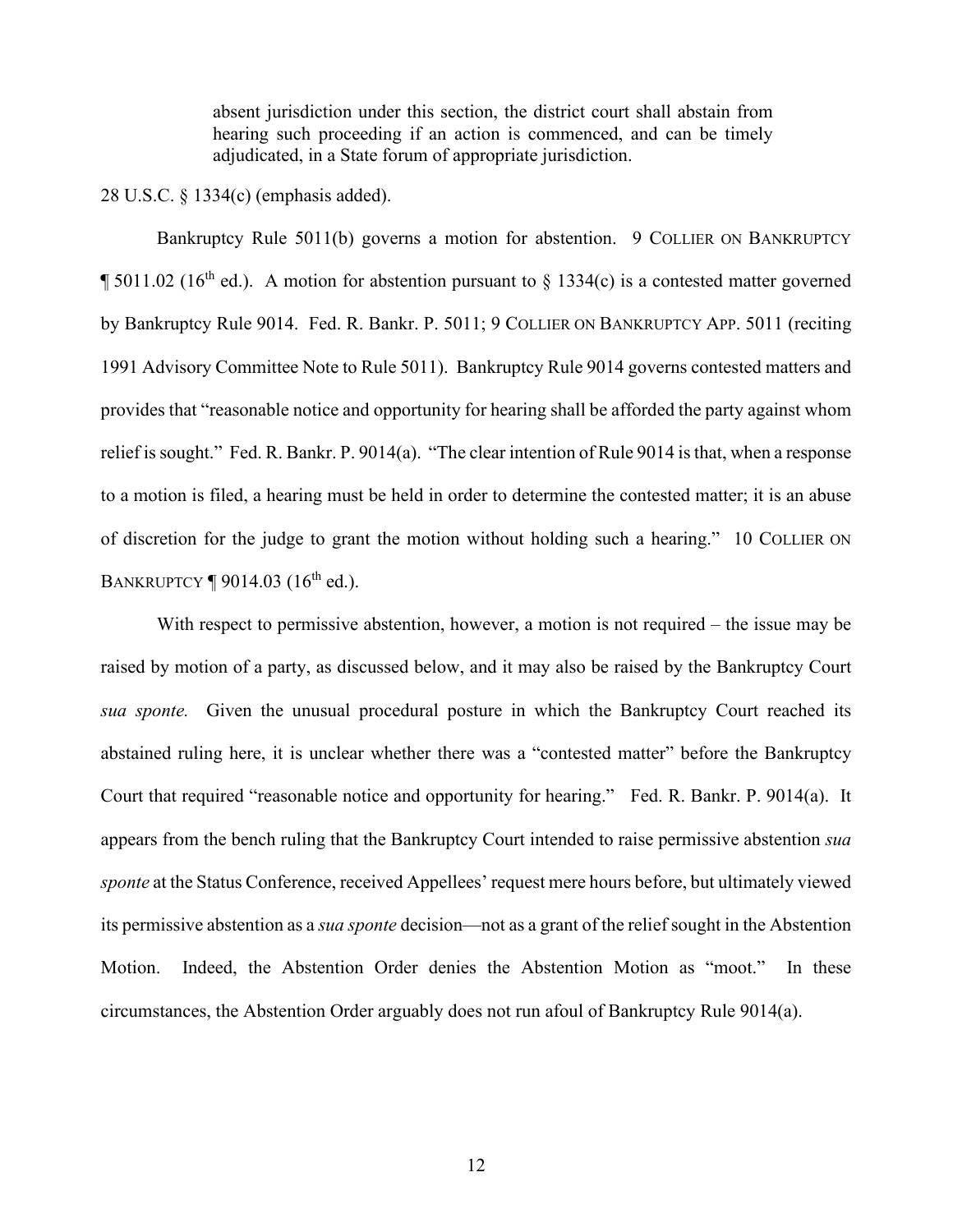> absent jurisdiction under this section, the district court shall abstain from hearing such proceeding if an action is commenced, and can be timely adjudicated, in a State forum of appropriate jurisdiction.

28 U.S.C. § 1334(c) (emphasis added).

Bankruptcy Rule 5011(b) governs a motion for abstention. 9 COLLIER ON BANKRUPTCY ¶ 5011.02 (16th ed.). A motion for abstention pursuant to § 1334(c) is a contested matter governed by Bankruptcy Rule 9014. Fed. R. Bankr. P. 5011; 9 COLLIER ON BANKRUPTCY APP. 5011 (reciting 1991 Advisory Committee Note to Rule 5011). Bankruptcy Rule 9014 governs contested matters and provides that "reasonable notice and opportunity for hearing shall be afforded the party against whom relief is sought." Fed. R. Bankr. P. 9014(a). "The clear intention of Rule 9014 is that, when a response to a motion is filed, a hearing must be held in order to determine the contested matter; it is an abuse of discretion for the judge to grant the motion without holding such a hearing." 10 COLLIER ON BANKRUPTCY ¶ 9014.03 (16th ed.).

With respect to permissive abstention, however, a motion is not required – the issue may be raised by motion of a party, as discussed below, and it may also be raised by the Bankruptcy Court *sua sponte.* Given the unusual procedural posture in which the Bankruptcy Court reached its abstained ruling here, it is unclear whether there was a "contested matter" before the Bankruptcy Court that required "reasonable notice and opportunity for hearing." Fed. R. Bankr. P. 9014(a). It appears from the bench ruling that the Bankruptcy Court intended to raise permissive abstention *sua sponte* at the Status Conference, received Appellees' request mere hours before, but ultimately viewed its permissive abstention as a *sua sponte* decision—not as a grant of the relief sought in the Abstention Motion. Indeed, the Abstention Order denies the Abstention Motion as "moot." In these circumstances, the Abstention Order arguably does not run afoul of Bankruptcy Rule 9014(a).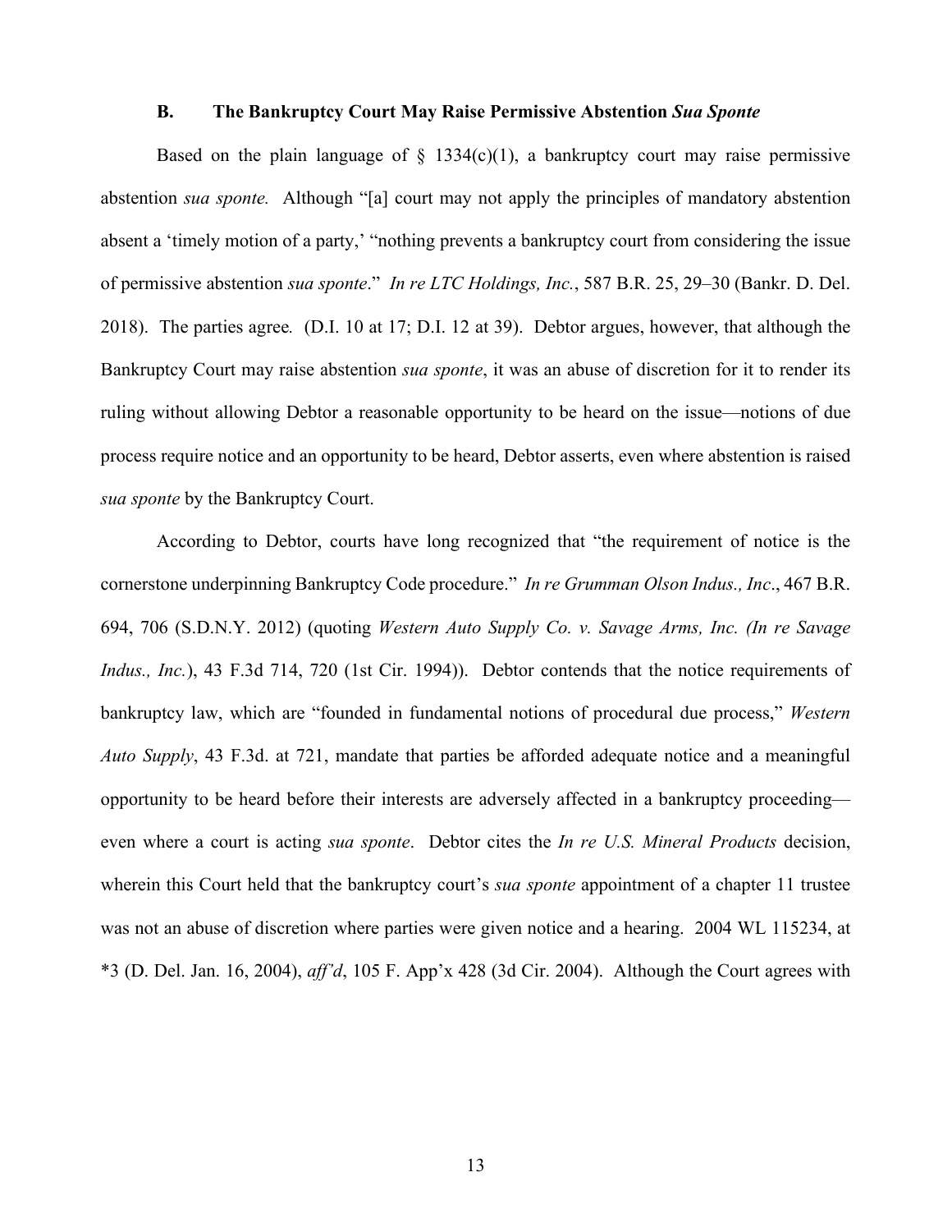### B. The Bankruptcy Court May Raise Permissive Abstention *Sua Sponte*

Based on the plain language of § 1334(c)(1), a bankruptcy court may raise permissive abstention *sua sponte.* Although "[a] court may not apply the principles of mandatory abstention absent a 'timely motion of a party,' "nothing prevents a bankruptcy court from considering the issue of permissive abstention *sua sponte*." *In re LTC Holdings, Inc.*, 587 B.R. 25, 29–30 (Bankr. D. Del. 2018). The parties agree*.* (D.I. 10 at 17; D.I. 12 at 39). Debtor argues, however, that although the Bankruptcy Court may raise abstention *sua sponte*, it was an abuse of discretion for it to render its ruling without allowing Debtor a reasonable opportunity to be heard on the issue—notions of due process require notice and an opportunity to be heard, Debtor asserts, even where abstention is raised *sua sponte* by the Bankruptcy Court.

According to Debtor, courts have long recognized that "the requirement of notice is the cornerstone underpinning Bankruptcy Code procedure." *In re Grumman Olson Indus., Inc*., 467 B.R. 694, 706 (S.D.N.Y. 2012) (quoting *Western Auto Supply Co. v. Savage Arms, Inc. (In re Savage Indus., Inc.*), 43 F.3d 714, 720 (1st Cir. 1994)). Debtor contends that the notice requirements of bankruptcy law, which are "founded in fundamental notions of procedural due process," *Western Auto Supply*, 43 F.3d. at 721, mandate that parties be afforded adequate notice and a meaningful opportunity to be heard before their interests are adversely affected in a bankruptcy proceeding—even where a court is acting *sua sponte*. Debtor cites the *In re U.S. Mineral Products* decision, wherein this Court held that the bankruptcy court's *sua sponte* appointment of a chapter 11 trustee was not an abuse of discretion where parties were given notice and a hearing. 2004 WL 115234, at *3 (D. Del. Jan. 16, 2004), *aff'd*, 105 F. App'x 428 (3d Cir. 2004). Although the Court agrees with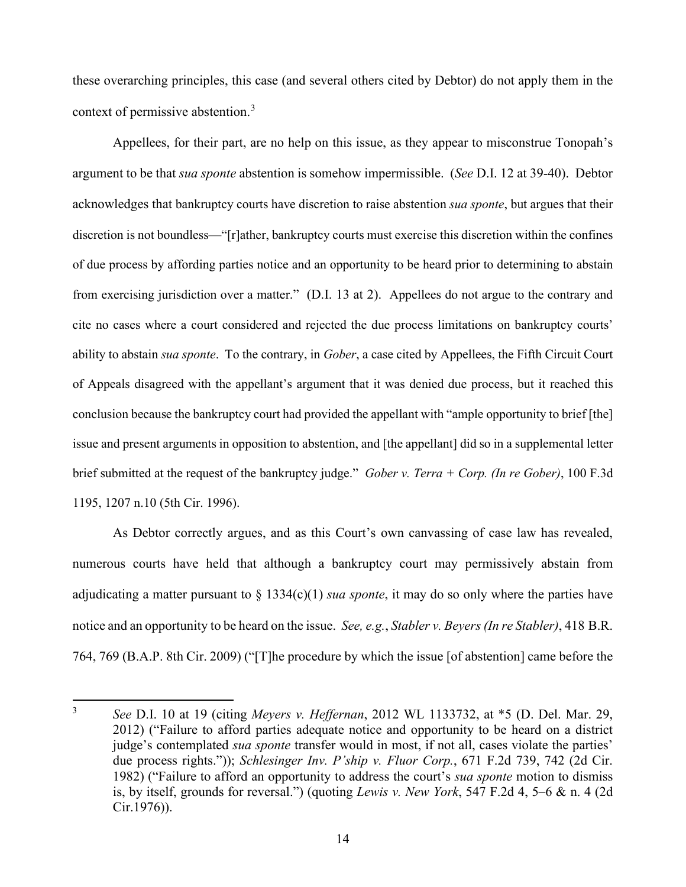these overarching principles, this case (and several others cited by Debtor) do not apply them in the context of permissive abstention.[3]

Appellees, for their part, are no help on this issue, as they appear to misconstrue Tonopah's argument to be that *sua sponte* abstention is somehow impermissible. (*See* D.I. 12 at 39-40). Debtor acknowledges that bankruptcy courts have discretion to raise abstention *sua sponte*, but argues that their discretion is not boundless—"[r]ather, bankruptcy courts must exercise this discretion within the confines of due process by affording parties notice and an opportunity to be heard prior to determining to abstain from exercising jurisdiction over a matter." (D.I. 13 at 2). Appellees do not argue to the contrary and cite no cases where a court considered and rejected the due process limitations on bankruptcy courts' ability to abstain *sua sponte*. To the contrary, in *Gober*, a case cited by Appellees, the Fifth Circuit Court of Appeals disagreed with the appellant's argument that it was denied due process, but it reached this conclusion because the bankruptcy court had provided the appellant with "ample opportunity to brief [the] issue and present arguments in opposition to abstention, and [the appellant] did so in a supplemental letter brief submitted at the request of the bankruptcy judge." *Gober v. Terra + Corp. (In re Gober)*, 100 F.3d 1195, 1207 n.10 (5th Cir. 1996).

As Debtor correctly argues, and as this Court's own canvassing of case law has revealed, numerous courts have held that although a bankruptcy court may permissively abstain from adjudicating a matter pursuant to § 1334(c)(1) *sua sponte*, it may do so only where the parties have notice and an opportunity to be heard on the issue. *See, e.g.*, *Stabler v. Beyers (In re Stabler)*, 418 B.R. 764, 769 (B.A.P. 8th Cir. 2009) ("[T]he procedure by which the issue [of abstention] came before the

---

[3] *See* D.I. 10 at 19 (citing *Meyers v. Heffernan*, 2012 WL 1133732, at *5 (D. Del. Mar. 29, 2012) ("Failure to afford parties adequate notice and opportunity to be heard on a district judge's contemplated *sua sponte* transfer would in most, if not all, cases violate the parties' due process rights.")); *Schlesinger Inv. P'ship v. Fluor Corp.*, 671 F.2d 739, 742 (2d Cir. 1982) ("Failure to afford an opportunity to address the court's *sua sponte* motion to dismiss is, by itself, grounds for reversal.") (quoting *Lewis v. New York*, 547 F.2d 4, 5–6 & n. 4 (2d Cir.1976)).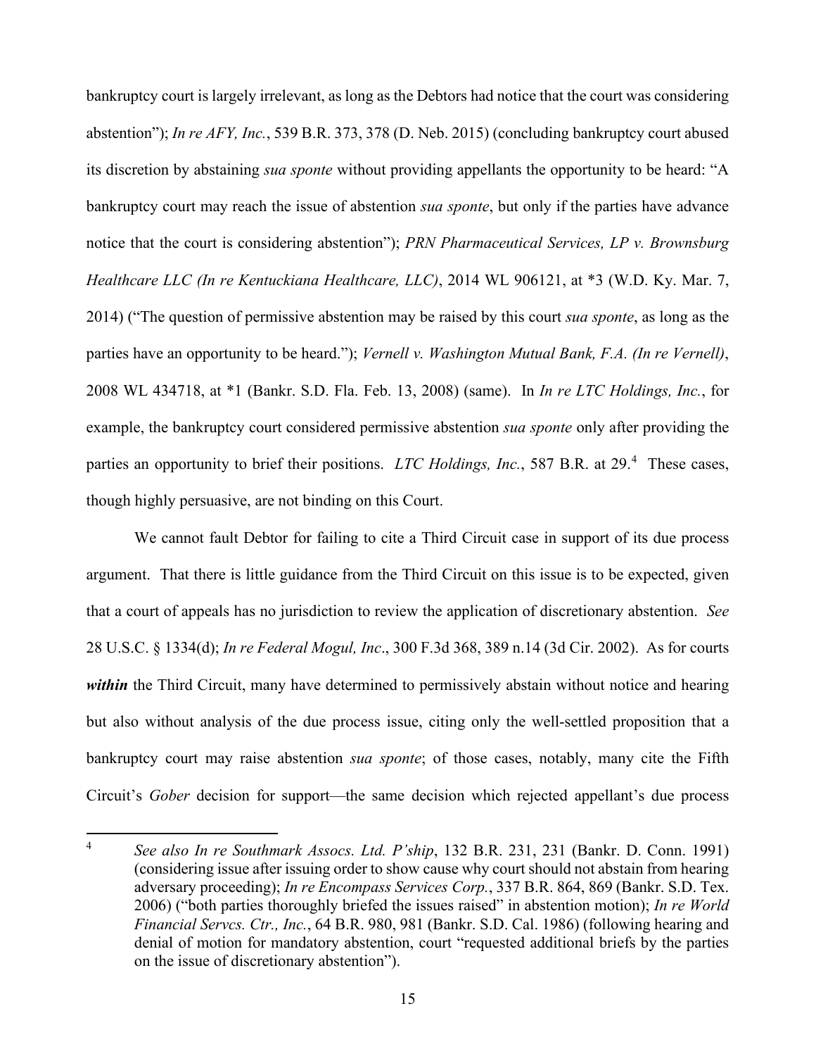bankruptcy court is largely irrelevant, as long as the Debtors had notice that the court was considering abstention"); *In re AFY, Inc.*, 539 B.R. 373, 378 (D. Neb. 2015) (concluding bankruptcy court abused its discretion by abstaining *sua sponte* without providing appellants the opportunity to be heard: "A bankruptcy court may reach the issue of abstention *sua sponte*, but only if the parties have advance notice that the court is considering abstention"); *PRN Pharmaceutical Services, LP v. Brownsburg Healthcare LLC (In re Kentuckiana Healthcare, LLC)*, 2014 WL 906121, at *3 (W.D. Ky. Mar. 7, 2014) ("The question of permissive abstention may be raised by this court *sua sponte*, as long as the parties have an opportunity to be heard."); *Vernell v. Washington Mutual Bank, F.A. (In re Vernell)*, 2008 WL 434718, at *1 (Bankr. S.D. Fla. Feb. 13, 2008) (same). In *In re LTC Holdings, Inc.*, for example, the bankruptcy court considered permissive abstention *sua sponte* only after providing the parties an opportunity to brief their positions. *LTC Holdings, Inc.*, 587 B.R. at 29.[4] These cases, though highly persuasive, are not binding on this Court.

We cannot fault Debtor for failing to cite a Third Circuit case in support of its due process argument. That there is little guidance from the Third Circuit on this issue is to be expected, given that a court of appeals has no jurisdiction to review the application of discretionary abstention. *See* 28 U.S.C. § 1334(d); *In re Federal Mogul, Inc*., 300 F.3d 368, 389 n.14 (3d Cir. 2002). As for courts ***within*** the Third Circuit, many have determined to permissively abstain without notice and hearing but also without analysis of the due process issue, citing only the well-settled proposition that a bankruptcy court may raise abstention *sua sponte*; of those cases, notably, many cite the Fifth Circuit's *Gober* decision for support—the same decision which rejected appellant's due process

---

[4] *See also In re Southmark Assocs. Ltd. P'ship*, 132 B.R. 231, 231 (Bankr. D. Conn. 1991) (considering issue after issuing order to show cause why court should not abstain from hearing adversary proceeding); *In re Encompass Services Corp.*, 337 B.R. 864, 869 (Bankr. S.D. Tex. 2006) ("both parties thoroughly briefed the issues raised" in abstention motion); *In re World Financial Servcs. Ctr., Inc.*, 64 B.R. 980, 981 (Bankr. S.D. Cal. 1986) (following hearing and denial of motion for mandatory abstention, court "requested additional briefs by the parties on the issue of discretionary abstention").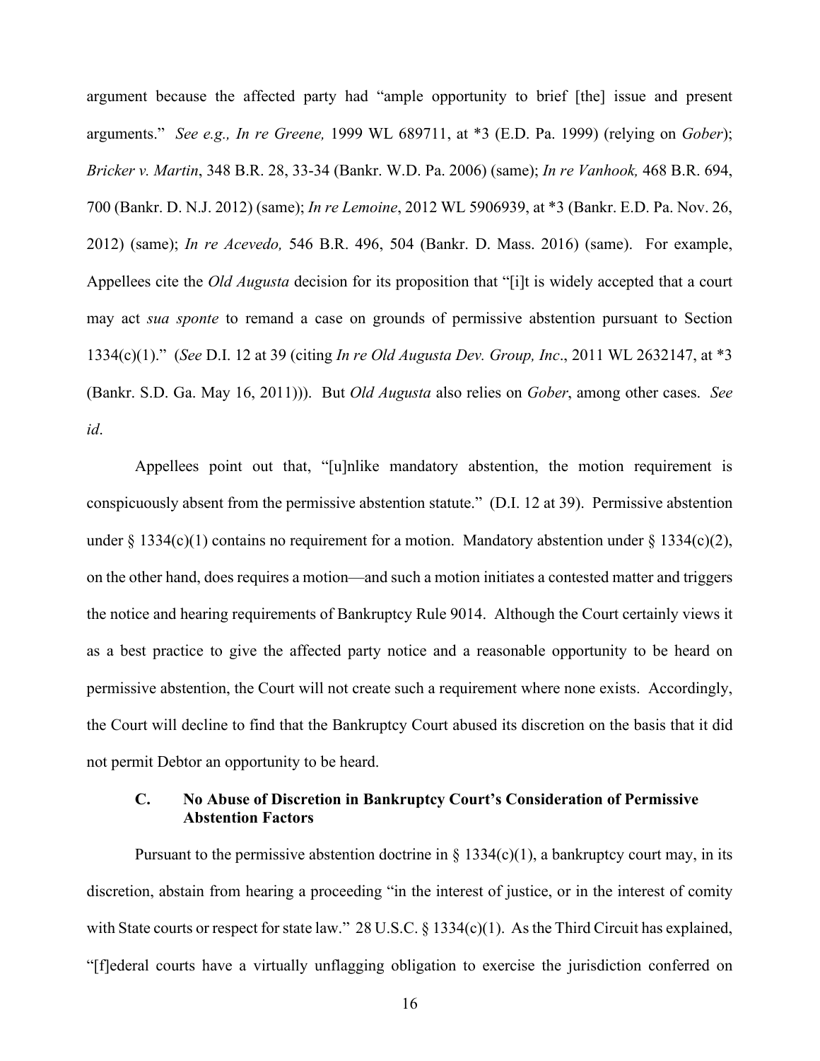argument because the affected party had "ample opportunity to brief [the] issue and present arguments." *See e.g., In re Greene,* 1999 WL 689711, at *3 (E.D. Pa. 1999) (relying on *Gober*); *Bricker v. Martin*, 348 B.R. 28, 33-34 (Bankr. W.D. Pa. 2006) (same); *In re Vanhook,* 468 B.R. 694, 700 (Bankr. D. N.J. 2012) (same); *In re Lemoine*, 2012 WL 5906939, at *3 (Bankr. E.D. Pa. Nov. 26, 2012) (same); *In re Acevedo,* 546 B.R. 496, 504 (Bankr. D. Mass. 2016) (same). For example, Appellees cite the *Old Augusta* decision for its proposition that "[i]t is widely accepted that a court may act *sua sponte* to remand a case on grounds of permissive abstention pursuant to Section 1334(c)(1)." (*See* D.I. 12 at 39 (citing *In re Old Augusta Dev. Group, Inc*., 2011 WL 2632147, at *3 (Bankr. S.D. Ga. May 16, 2011))). But *Old Augusta* also relies on *Gober*, among other cases. *See id*.

Appellees point out that, "[u]nlike mandatory abstention, the motion requirement is conspicuously absent from the permissive abstention statute." (D.I. 12 at 39). Permissive abstention under § 1334(c)(1) contains no requirement for a motion. Mandatory abstention under § 1334(c)(2), on the other hand, does requires a motion—and such a motion initiates a contested matter and triggers the notice and hearing requirements of Bankruptcy Rule 9014. Although the Court certainly views it as a best practice to give the affected party notice and a reasonable opportunity to be heard on permissive abstention, the Court will not create such a requirement where none exists. Accordingly, the Court will decline to find that the Bankruptcy Court abused its discretion on the basis that it did not permit Debtor an opportunity to be heard.

### C. No Abuse of Discretion in Bankruptcy Court's Consideration of Permissive Abstention Factors

Pursuant to the permissive abstention doctrine in § 1334(c)(1), a bankruptcy court may, in its discretion, abstain from hearing a proceeding "in the interest of justice, or in the interest of comity with State courts or respect for state law." 28 U.S.C. § 1334(c)(1). As the Third Circuit has explained, "[f]ederal courts have a virtually unflagging obligation to exercise the jurisdiction conferred on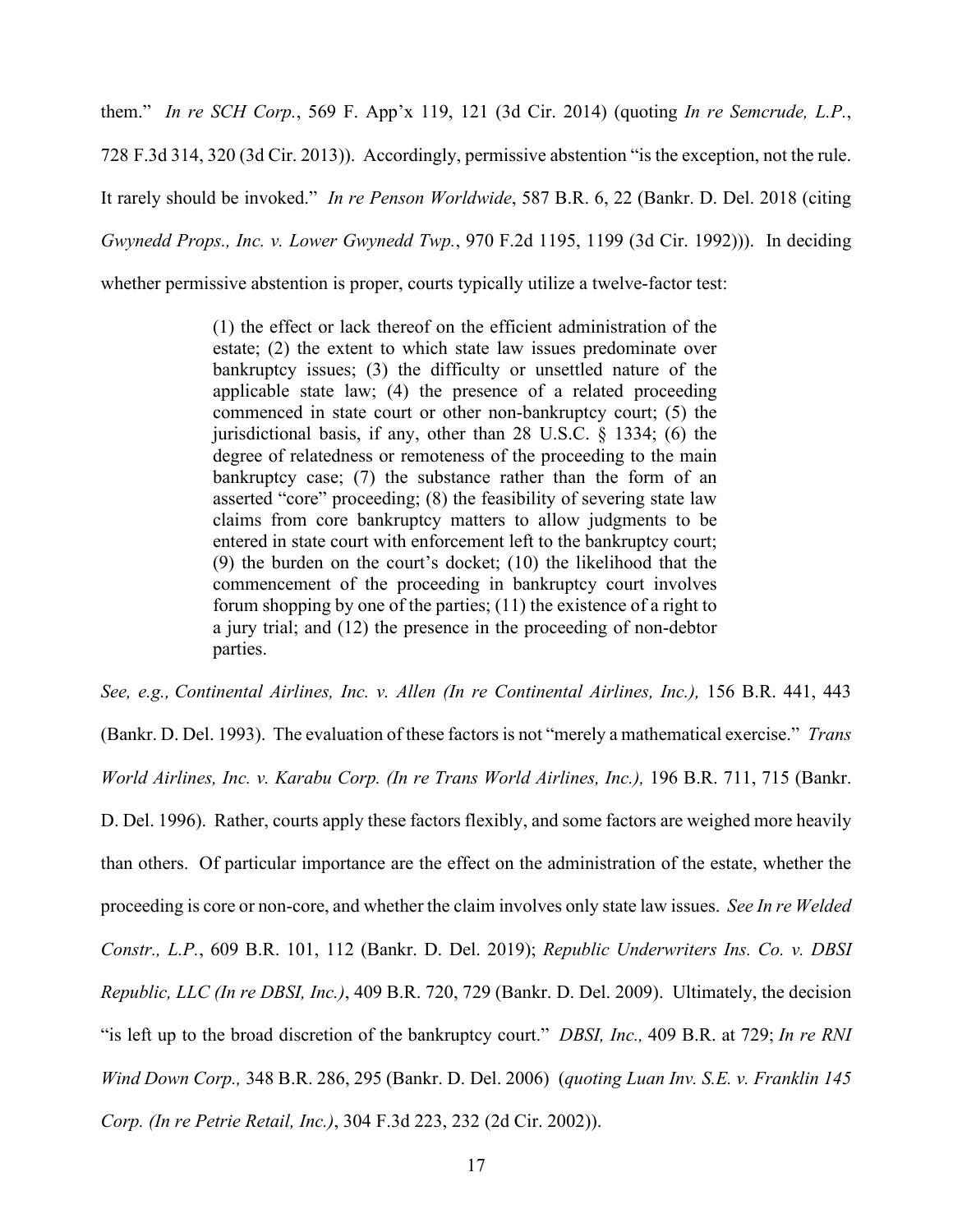them." *In re SCH Corp.*, 569 F. App'x 119, 121 (3d Cir. 2014) (quoting *In re Semcrude, L.P.*, 728 F.3d 314, 320 (3d Cir. 2013)). Accordingly, permissive abstention "is the exception, not the rule. It rarely should be invoked." *In re Penson Worldwide*, 587 B.R. 6, 22 (Bankr. D. Del. 2018 (citing *Gwynedd Props., Inc. v. Lower Gwynedd Twp.*, 970 F.2d 1195, 1199 (3d Cir. 1992))). In deciding whether permissive abstention is proper, courts typically utilize a twelve-factor test:

> (1) the effect or lack thereof on the efficient administration of the estate; (2) the extent to which state law issues predominate over bankruptcy issues; (3) the difficulty or unsettled nature of the applicable state law; (4) the presence of a related proceeding commenced in state court or other non-bankruptcy court; (5) the jurisdictional basis, if any, other than 28 U.S.C. § 1334; (6) the degree of relatedness or remoteness of the proceeding to the main bankruptcy case; (7) the substance rather than the form of an asserted "core" proceeding; (8) the feasibility of severing state law claims from core bankruptcy matters to allow judgments to be entered in state court with enforcement left to the bankruptcy court; (9) the burden on the court's docket; (10) the likelihood that the commencement of the proceeding in bankruptcy court involves forum shopping by one of the parties; (11) the existence of a right to a jury trial; and (12) the presence in the proceeding of non-debtor parties.

*See, e.g., Continental Airlines, Inc. v. Allen (In re Continental Airlines, Inc.),* 156 B.R. 441, 443 (Bankr. D. Del. 1993). The evaluation of these factors is not "merely a mathematical exercise." *Trans World Airlines, Inc. v. Karabu Corp. (In re Trans World Airlines, Inc.),* 196 B.R. 711, 715 (Bankr. D. Del. 1996). Rather, courts apply these factors flexibly, and some factors are weighed more heavily than others. Of particular importance are the effect on the administration of the estate, whether the proceeding is core or non-core, and whether the claim involves only state law issues. *See In re Welded Constr., L.P.*, 609 B.R. 101, 112 (Bankr. D. Del. 2019); *Republic Underwriters Ins. Co. v. DBSI Republic, LLC (In re DBSI, Inc.)*, 409 B.R. 720, 729 (Bankr. D. Del. 2009). Ultimately, the decision "is left up to the broad discretion of the bankruptcy court." *DBSI, Inc.,* 409 B.R. at 729; *In re RNI Wind Down Corp.,* 348 B.R. 286, 295 (Bankr. D. Del. 2006) (*quoting Luan Inv. S.E. v. Franklin 145 Corp. (In re Petrie Retail, Inc.)*, 304 F.3d 223, 232 (2d Cir. 2002)).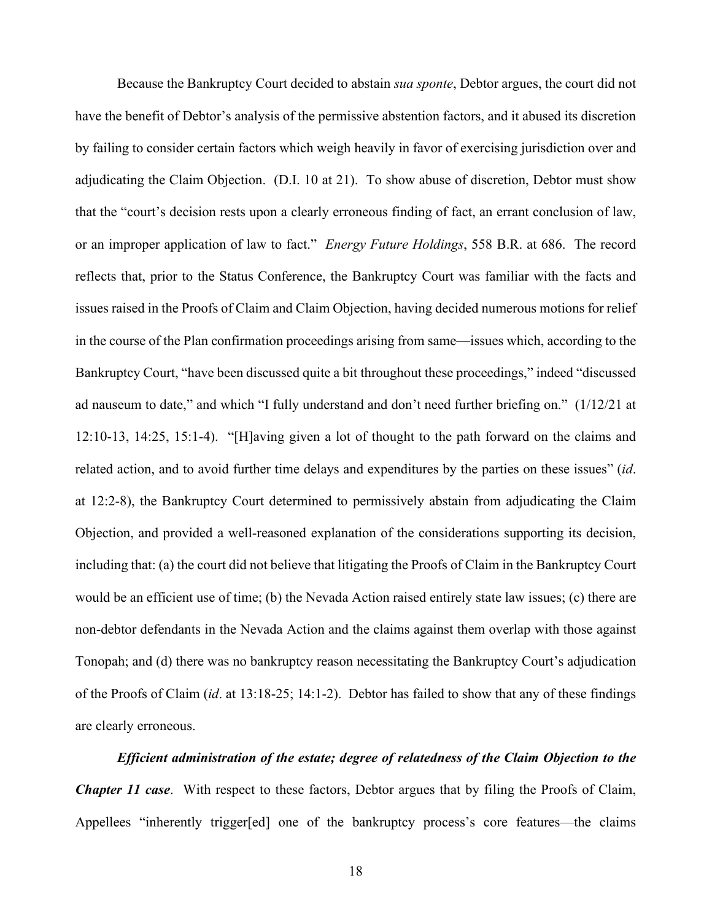Because the Bankruptcy Court decided to abstain *sua sponte*, Debtor argues, the court did not have the benefit of Debtor's analysis of the permissive abstention factors, and it abused its discretion by failing to consider certain factors which weigh heavily in favor of exercising jurisdiction over and adjudicating the Claim Objection. (D.I. 10 at 21). To show abuse of discretion, Debtor must show that the "court's decision rests upon a clearly erroneous finding of fact, an errant conclusion of law, or an improper application of law to fact." *Energy Future Holdings*, 558 B.R. at 686. The record reflects that, prior to the Status Conference, the Bankruptcy Court was familiar with the facts and issues raised in the Proofs of Claim and Claim Objection, having decided numerous motions for relief in the course of the Plan confirmation proceedings arising from same—issues which, according to the Bankruptcy Court, "have been discussed quite a bit throughout these proceedings," indeed "discussed ad nauseum to date," and which "I fully understand and don't need further briefing on." (1/12/21 at 12:10-13, 14:25, 15:1-4). "[H]aving given a lot of thought to the path forward on the claims and related action, and to avoid further time delays and expenditures by the parties on these issues" (*id*. at 12:2-8), the Bankruptcy Court determined to permissively abstain from adjudicating the Claim Objection, and provided a well-reasoned explanation of the considerations supporting its decision, including that: (a) the court did not believe that litigating the Proofs of Claim in the Bankruptcy Court would be an efficient use of time; (b) the Nevada Action raised entirely state law issues; (c) there are non-debtor defendants in the Nevada Action and the claims against them overlap with those against Tonopah; and (d) there was no bankruptcy reason necessitating the Bankruptcy Court's adjudication of the Proofs of Claim (*id*. at 13:18-25; 14:1-2). Debtor has failed to show that any of these findings are clearly erroneous.

***Efficient administration of the estate; degree of relatedness of the Claim Objection to the Chapter 11 case***. With respect to these factors, Debtor argues that by filing the Proofs of Claim, Appellees "inherently trigger[ed] one of the bankruptcy process's core features—the claims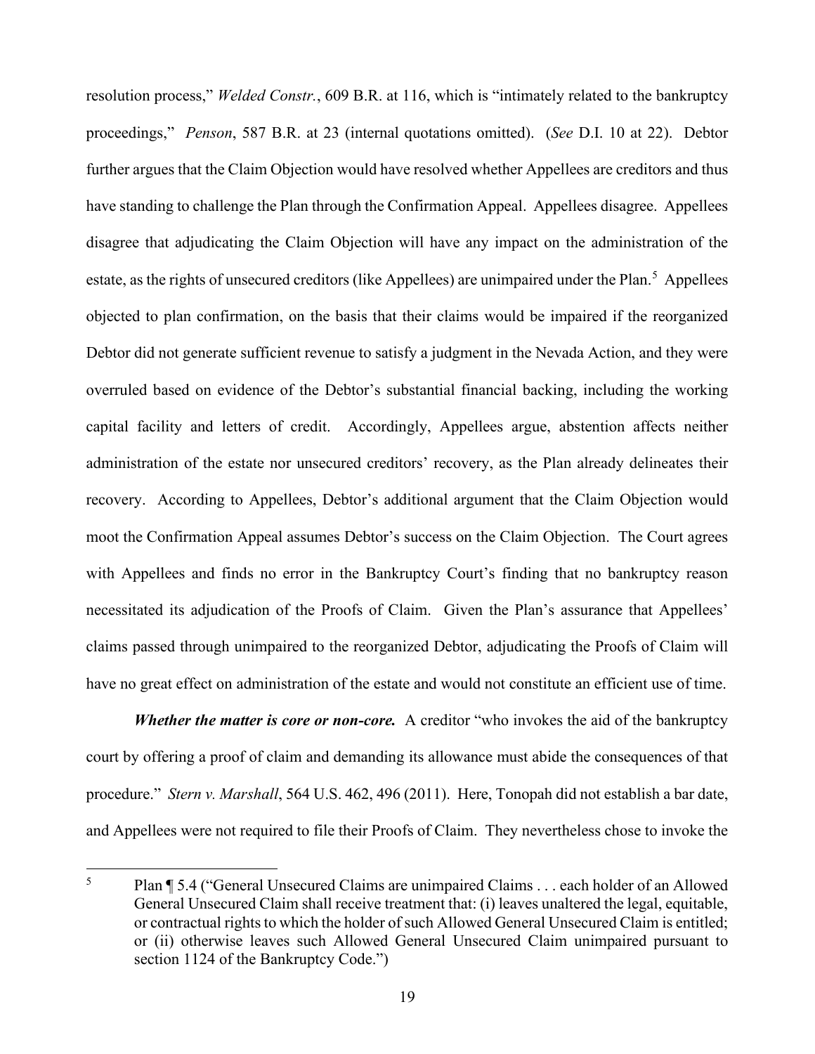resolution process," *Welded Constr.*, 609 B.R. at 116, which is "intimately related to the bankruptcy proceedings," *Penson*, 587 B.R. at 23 (internal quotations omitted). (*See* D.I. 10 at 22). Debtor further argues that the Claim Objection would have resolved whether Appellees are creditors and thus have standing to challenge the Plan through the Confirmation Appeal. Appellees disagree. Appellees disagree that adjudicating the Claim Objection will have any impact on the administration of the estate, as the rights of unsecured creditors (like Appellees) are unimpaired under the Plan.[5] Appellees objected to plan confirmation, on the basis that their claims would be impaired if the reorganized Debtor did not generate sufficient revenue to satisfy a judgment in the Nevada Action, and they were overruled based on evidence of the Debtor's substantial financial backing, including the working capital facility and letters of credit. Accordingly, Appellees argue, abstention affects neither administration of the estate nor unsecured creditors' recovery, as the Plan already delineates their recovery. According to Appellees, Debtor's additional argument that the Claim Objection would moot the Confirmation Appeal assumes Debtor's success on the Claim Objection. The Court agrees with Appellees and finds no error in the Bankruptcy Court's finding that no bankruptcy reason necessitated its adjudication of the Proofs of Claim. Given the Plan's assurance that Appellees' claims passed through unimpaired to the reorganized Debtor, adjudicating the Proofs of Claim will have no great effect on administration of the estate and would not constitute an efficient use of time.

***Whether the matter is core or non-core.*** A creditor "who invokes the aid of the bankruptcy court by offering a proof of claim and demanding its allowance must abide the consequences of that procedure." *Stern v. Marshall*, 564 U.S. 462, 496 (2011). Here, Tonopah did not establish a bar date, and Appellees were not required to file their Proofs of Claim. They nevertheless chose to invoke the

---

[5] Plan ¶ 5.4 ("General Unsecured Claims are unimpaired Claims . . . each holder of an Allowed General Unsecured Claim shall receive treatment that: (i) leaves unaltered the legal, equitable, or contractual rights to which the holder of such Allowed General Unsecured Claim is entitled; or (ii) otherwise leaves such Allowed General Unsecured Claim unimpaired pursuant to section 1124 of the Bankruptcy Code.")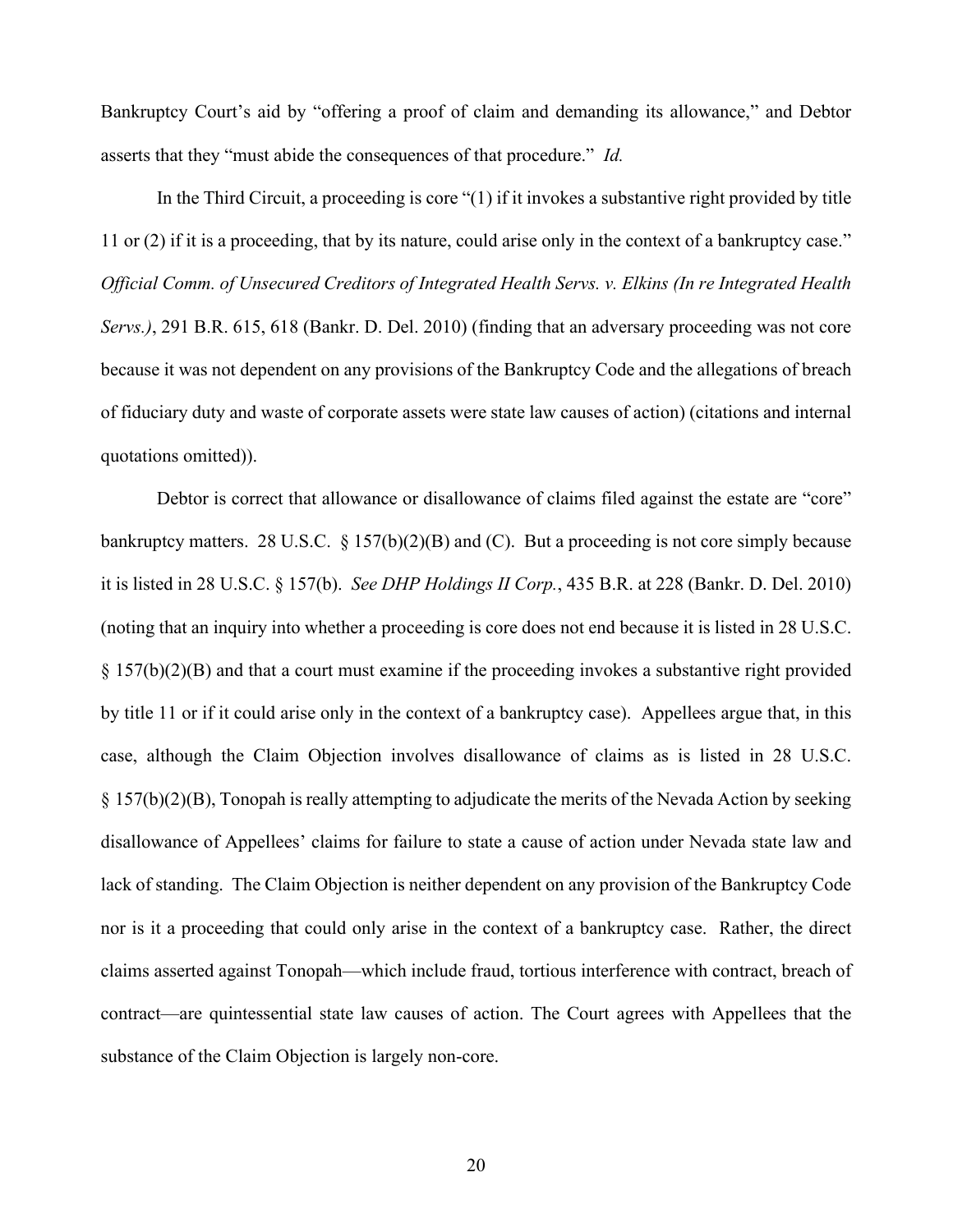Bankruptcy Court's aid by "offering a proof of claim and demanding its allowance," and Debtor asserts that they "must abide the consequences of that procedure." *Id.*

In the Third Circuit, a proceeding is core "(1) if it invokes a substantive right provided by title 11 or (2) if it is a proceeding, that by its nature, could arise only in the context of a bankruptcy case." *Official Comm. of Unsecured Creditors of Integrated Health Servs. v. Elkins (In re Integrated Health Servs.)*, 291 B.R. 615, 618 (Bankr. D. Del. 2010) (finding that an adversary proceeding was not core because it was not dependent on any provisions of the Bankruptcy Code and the allegations of breach of fiduciary duty and waste of corporate assets were state law causes of action) (citations and internal quotations omitted)).

Debtor is correct that allowance or disallowance of claims filed against the estate are "core" bankruptcy matters. 28 U.S.C. § 157(b)(2)(B) and (C). But a proceeding is not core simply because it is listed in 28 U.S.C. § 157(b). *See DHP Holdings II Corp.*, 435 B.R. at 228 (Bankr. D. Del. 2010) (noting that an inquiry into whether a proceeding is core does not end because it is listed in 28 U.S.C. § 157(b)(2)(B) and that a court must examine if the proceeding invokes a substantive right provided by title 11 or if it could arise only in the context of a bankruptcy case). Appellees argue that, in this case, although the Claim Objection involves disallowance of claims as is listed in 28 U.S.C. § 157(b)(2)(B), Tonopah is really attempting to adjudicate the merits of the Nevada Action by seeking disallowance of Appellees' claims for failure to state a cause of action under Nevada state law and lack of standing. The Claim Objection is neither dependent on any provision of the Bankruptcy Code nor is it a proceeding that could only arise in the context of a bankruptcy case. Rather, the direct claims asserted against Tonopah—which include fraud, tortious interference with contract, breach of contract—are quintessential state law causes of action. The Court agrees with Appellees that the substance of the Claim Objection is largely non-core.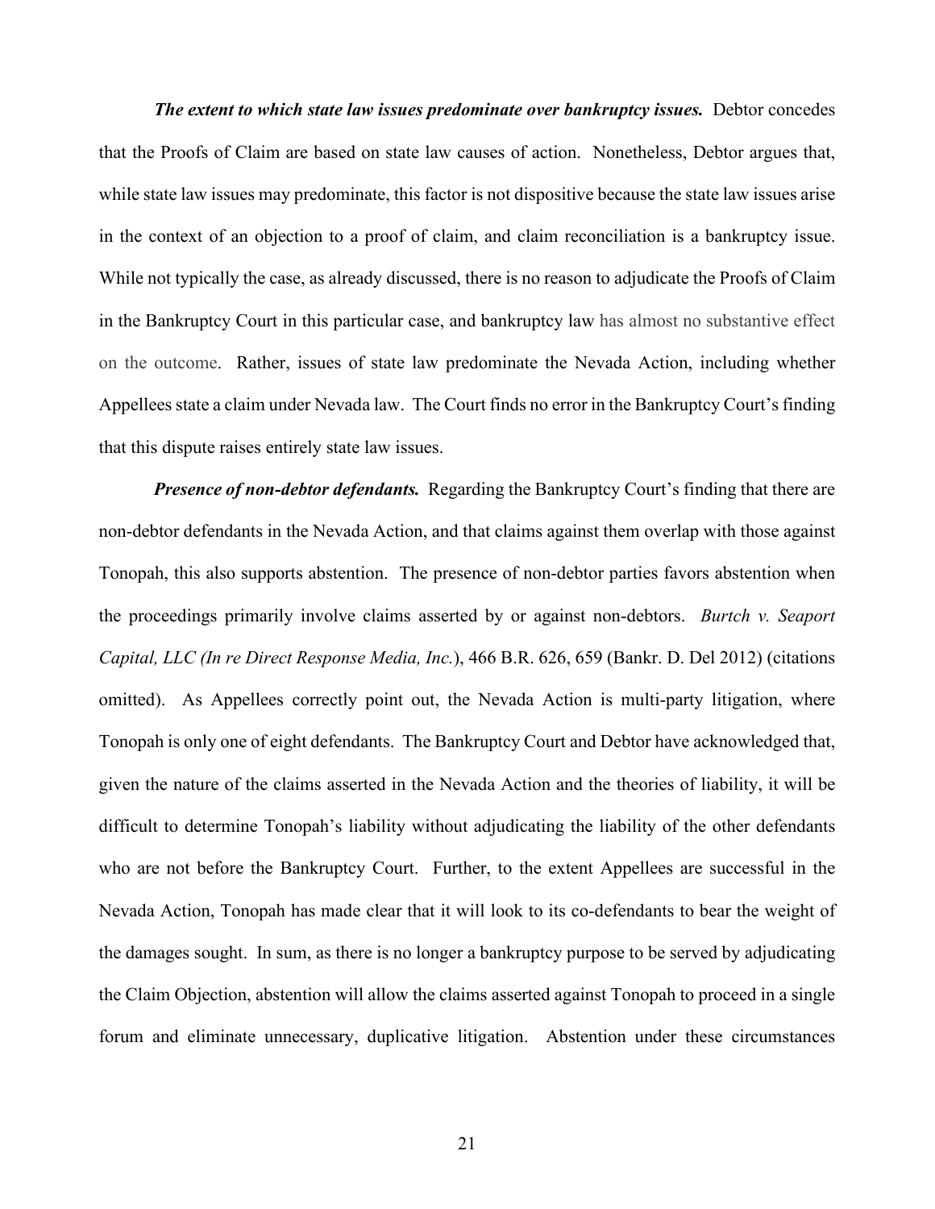***The extent to which state law issues predominate over bankruptcy issues.*** Debtor concedes that the Proofs of Claim are based on state law causes of action. Nonetheless, Debtor argues that, while state law issues may predominate, this factor is not dispositive because the state law issues arise in the context of an objection to a proof of claim, and claim reconciliation is a bankruptcy issue. While not typically the case, as already discussed, there is no reason to adjudicate the Proofs of Claim in the Bankruptcy Court in this particular case, and bankruptcy law has almost no substantive effect on the outcome. Rather, issues of state law predominate the Nevada Action, including whether Appellees state a claim under Nevada law. The Court finds no error in the Bankruptcy Court's finding that this dispute raises entirely state law issues.

***Presence of non-debtor defendants.*** Regarding the Bankruptcy Court's finding that there are non-debtor defendants in the Nevada Action, and that claims against them overlap with those against Tonopah, this also supports abstention. The presence of non-debtor parties favors abstention when the proceedings primarily involve claims asserted by or against non-debtors. *Burtch v. Seaport Capital, LLC (In re Direct Response Media, Inc.*), 466 B.R. 626, 659 (Bankr. D. Del 2012) (citations omitted). As Appellees correctly point out, the Nevada Action is multi-party litigation, where Tonopah is only one of eight defendants. The Bankruptcy Court and Debtor have acknowledged that, given the nature of the claims asserted in the Nevada Action and the theories of liability, it will be difficult to determine Tonopah's liability without adjudicating the liability of the other defendants who are not before the Bankruptcy Court. Further, to the extent Appellees are successful in the Nevada Action, Tonopah has made clear that it will look to its co-defendants to bear the weight of the damages sought. In sum, as there is no longer a bankruptcy purpose to be served by adjudicating the Claim Objection, abstention will allow the claims asserted against Tonopah to proceed in a single forum and eliminate unnecessary, duplicative litigation. Abstention under these circumstances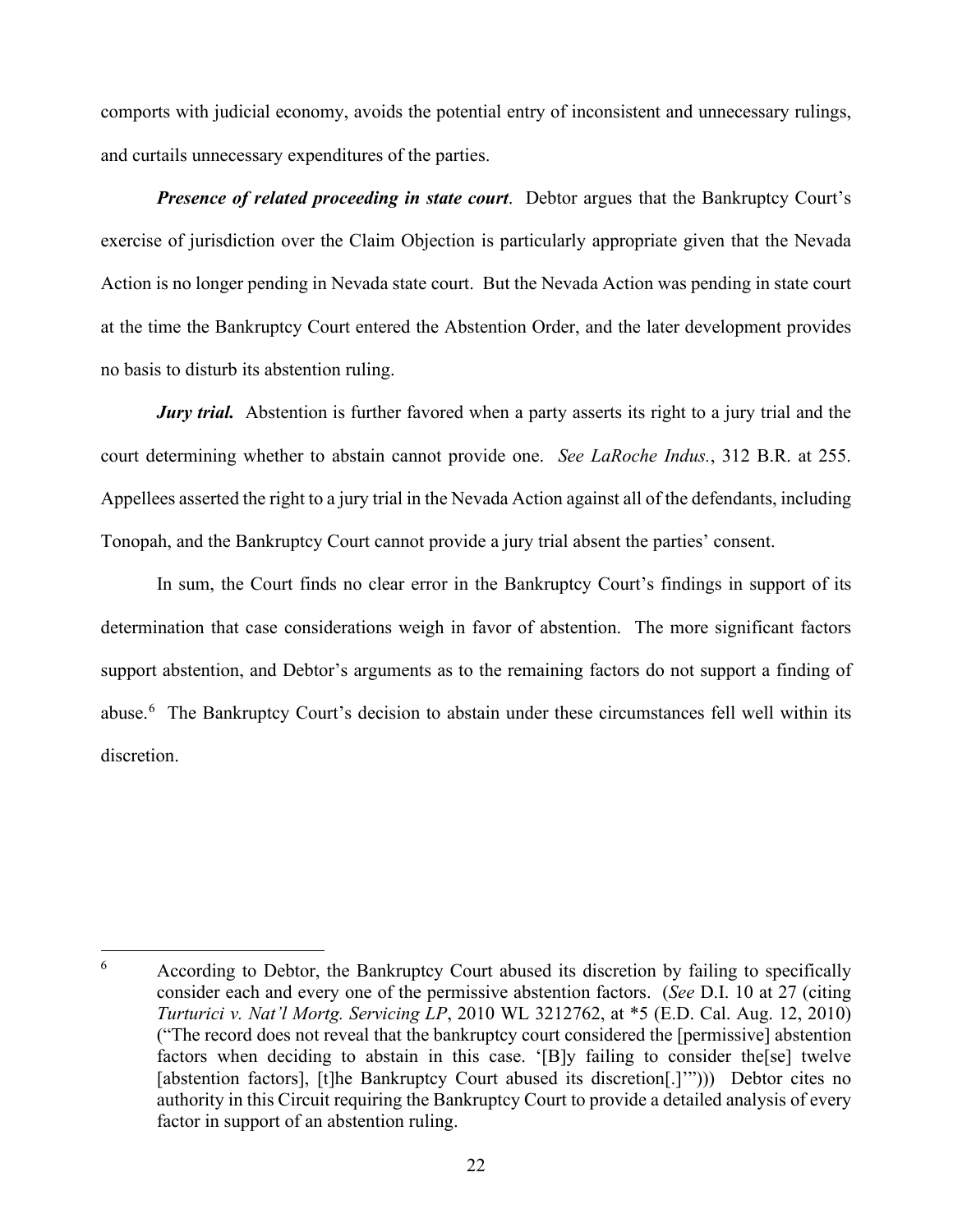comports with judicial economy, avoids the potential entry of inconsistent and unnecessary rulings, and curtails unnecessary expenditures of the parties.

***Presence of related proceeding in state court***. Debtor argues that the Bankruptcy Court's exercise of jurisdiction over the Claim Objection is particularly appropriate given that the Nevada Action is no longer pending in Nevada state court. But the Nevada Action was pending in state court at the time the Bankruptcy Court entered the Abstention Order, and the later development provides no basis to disturb its abstention ruling.

***Jury trial.*** Abstention is further favored when a party asserts its right to a jury trial and the court determining whether to abstain cannot provide one. *See LaRoche Indus.*, 312 B.R. at 255. Appellees asserted the right to a jury trial in the Nevada Action against all of the defendants, including Tonopah, and the Bankruptcy Court cannot provide a jury trial absent the parties' consent.

In sum, the Court finds no clear error in the Bankruptcy Court's findings in support of its determination that case considerations weigh in favor of abstention. The more significant factors support abstention, and Debtor's arguments as to the remaining factors do not support a finding of abuse.[6] The Bankruptcy Court's decision to abstain under these circumstances fell well within its discretion.

---

[6] According to Debtor, the Bankruptcy Court abused its discretion by failing to specifically consider each and every one of the permissive abstention factors. (*See* D.I. 10 at 27 (citing *Turturici v. Nat'l Mortg. Servicing LP*, 2010 WL 3212762, at *5 (E.D. Cal. Aug. 12, 2010) ("The record does not reveal that the bankruptcy court considered the [permissive] abstention factors when deciding to abstain in this case. '[B]y failing to consider the[se] twelve [abstention factors], [t]he Bankruptcy Court abused its discretion[.]'"))) Debtor cites no authority in this Circuit requiring the Bankruptcy Court to provide a detailed analysis of every factor in support of an abstention ruling.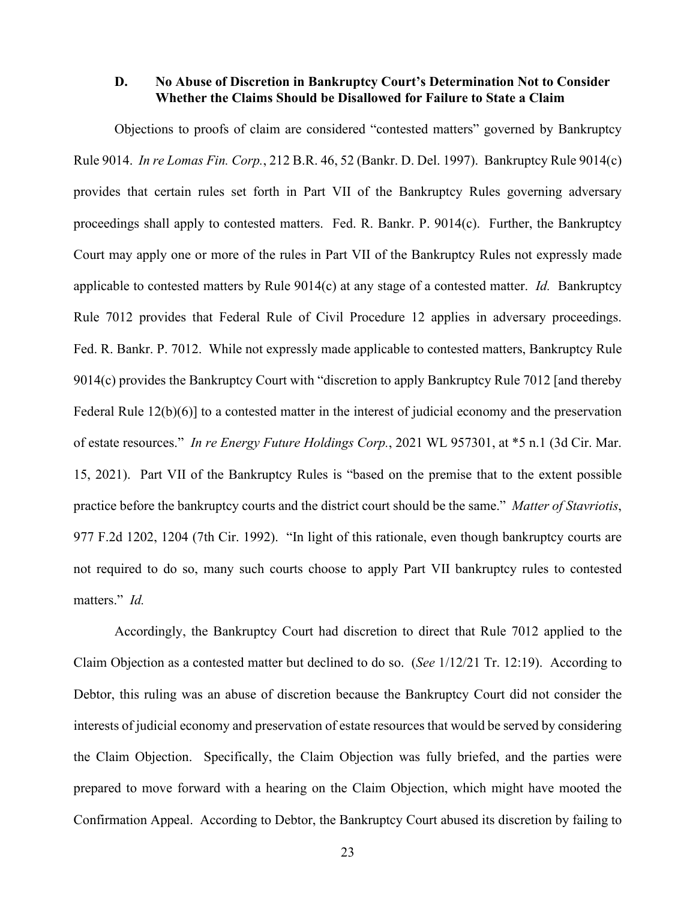### D. No Abuse of Discretion in Bankruptcy Court's Determination Not to Consider Whether the Claims Should be Disallowed for Failure to State a Claim

Objections to proofs of claim are considered "contested matters" governed by Bankruptcy Rule 9014. *In re Lomas Fin. Corp.*, 212 B.R. 46, 52 (Bankr. D. Del. 1997). Bankruptcy Rule 9014(c) provides that certain rules set forth in Part VII of the Bankruptcy Rules governing adversary proceedings shall apply to contested matters. Fed. R. Bankr. P. 9014(c). Further, the Bankruptcy Court may apply one or more of the rules in Part VII of the Bankruptcy Rules not expressly made applicable to contested matters by Rule 9014(c) at any stage of a contested matter. *Id.* Bankruptcy Rule 7012 provides that Federal Rule of Civil Procedure 12 applies in adversary proceedings. Fed. R. Bankr. P. 7012. While not expressly made applicable to contested matters, Bankruptcy Rule 9014(c) provides the Bankruptcy Court with "discretion to apply Bankruptcy Rule 7012 [and thereby Federal Rule 12(b)(6)] to a contested matter in the interest of judicial economy and the preservation of estate resources." *In re Energy Future Holdings Corp.*, 2021 WL 957301, at *5 n.1 (3d Cir. Mar. 15, 2021). Part VII of the Bankruptcy Rules is "based on the premise that to the extent possible practice before the bankruptcy courts and the district court should be the same." *Matter of Stavriotis*, 977 F.2d 1202, 1204 (7th Cir. 1992). "In light of this rationale, even though bankruptcy courts are not required to do so, many such courts choose to apply Part VII bankruptcy rules to contested matters." *Id.*

Accordingly, the Bankruptcy Court had discretion to direct that Rule 7012 applied to the Claim Objection as a contested matter but declined to do so. (*See* 1/12/21 Tr. 12:19). According to Debtor, this ruling was an abuse of discretion because the Bankruptcy Court did not consider the interests of judicial economy and preservation of estate resources that would be served by considering the Claim Objection. Specifically, the Claim Objection was fully briefed, and the parties were prepared to move forward with a hearing on the Claim Objection, which might have mooted the Confirmation Appeal. According to Debtor, the Bankruptcy Court abused its discretion by failing to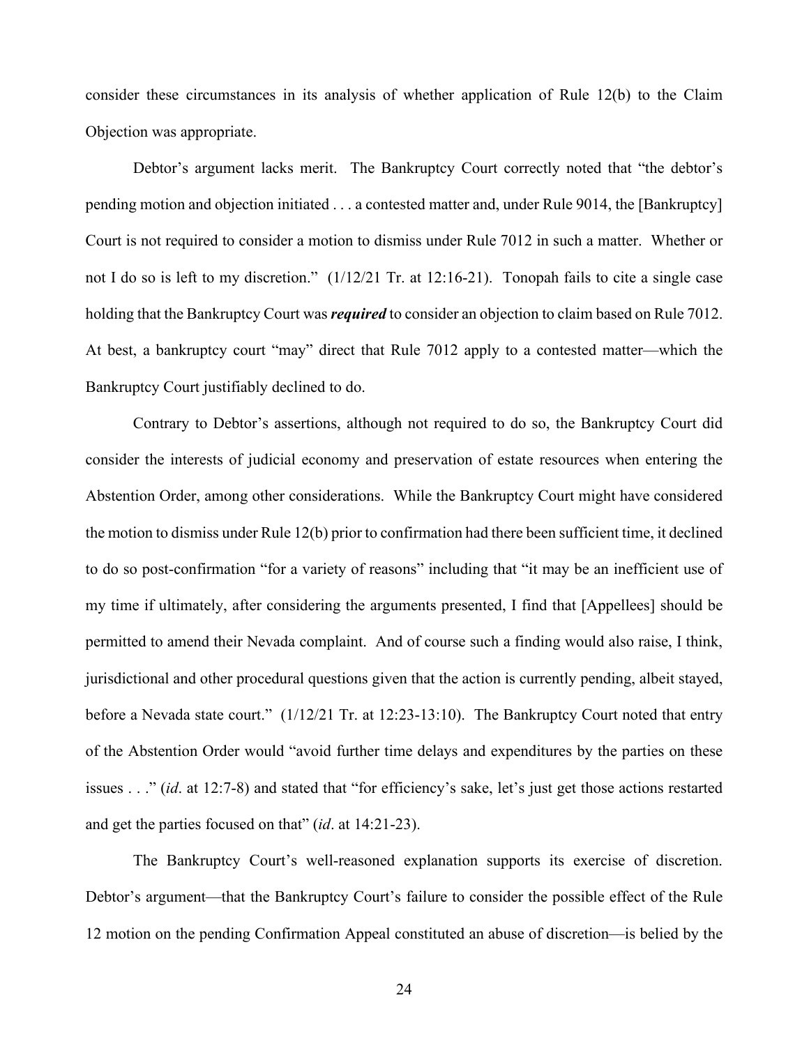consider these circumstances in its analysis of whether application of Rule 12(b) to the Claim Objection was appropriate.

Debtor's argument lacks merit. The Bankruptcy Court correctly noted that "the debtor's pending motion and objection initiated . . . a contested matter and, under Rule 9014, the [Bankruptcy] Court is not required to consider a motion to dismiss under Rule 7012 in such a matter. Whether or not I do so is left to my discretion." (1/12/21 Tr. at 12:16-21). Tonopah fails to cite a single case holding that the Bankruptcy Court was ***required*** to consider an objection to claim based on Rule 7012. At best, a bankruptcy court "may" direct that Rule 7012 apply to a contested matter—which the Bankruptcy Court justifiably declined to do.

Contrary to Debtor's assertions, although not required to do so, the Bankruptcy Court did consider the interests of judicial economy and preservation of estate resources when entering the Abstention Order, among other considerations. While the Bankruptcy Court might have considered the motion to dismiss under Rule 12(b) prior to confirmation had there been sufficient time, it declined to do so post-confirmation "for a variety of reasons" including that "it may be an inefficient use of my time if ultimately, after considering the arguments presented, I find that [Appellees] should be permitted to amend their Nevada complaint. And of course such a finding would also raise, I think, jurisdictional and other procedural questions given that the action is currently pending, albeit stayed, before a Nevada state court." (1/12/21 Tr. at 12:23-13:10). The Bankruptcy Court noted that entry of the Abstention Order would "avoid further time delays and expenditures by the parties on these issues . . ." (*id*. at 12:7-8) and stated that "for efficiency's sake, let's just get those actions restarted and get the parties focused on that" (*id*. at 14:21-23).

The Bankruptcy Court's well-reasoned explanation supports its exercise of discretion. Debtor's argument—that the Bankruptcy Court's failure to consider the possible effect of the Rule 12 motion on the pending Confirmation Appeal constituted an abuse of discretion—is belied by the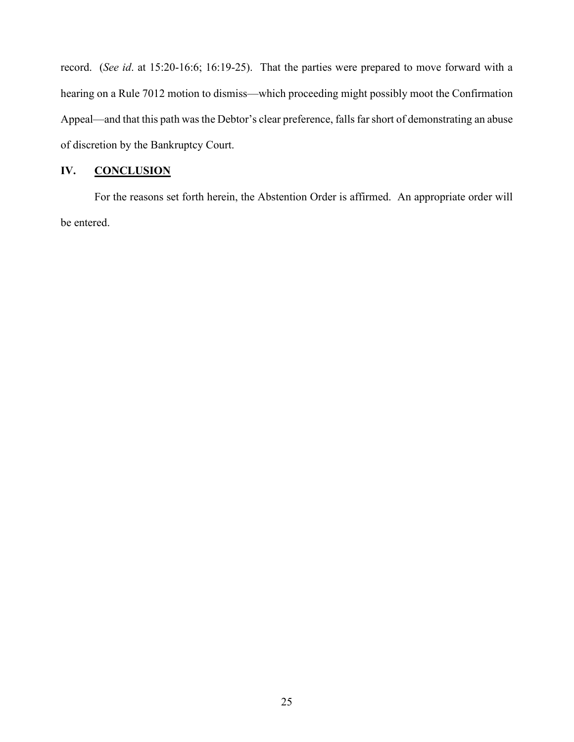record. (*See id*. at 15:20-16:6; 16:19-25). That the parties were prepared to move forward with a hearing on a Rule 7012 motion to dismiss—which proceeding might possibly moot the Confirmation Appeal—and that this path was the Debtor's clear preference, falls far short of demonstrating an abuse of discretion by the Bankruptcy Court.

## IV. <u>**CONCLUSION**</u>

For the reasons set forth herein, the Abstention Order is affirmed. An appropriate order will be entered.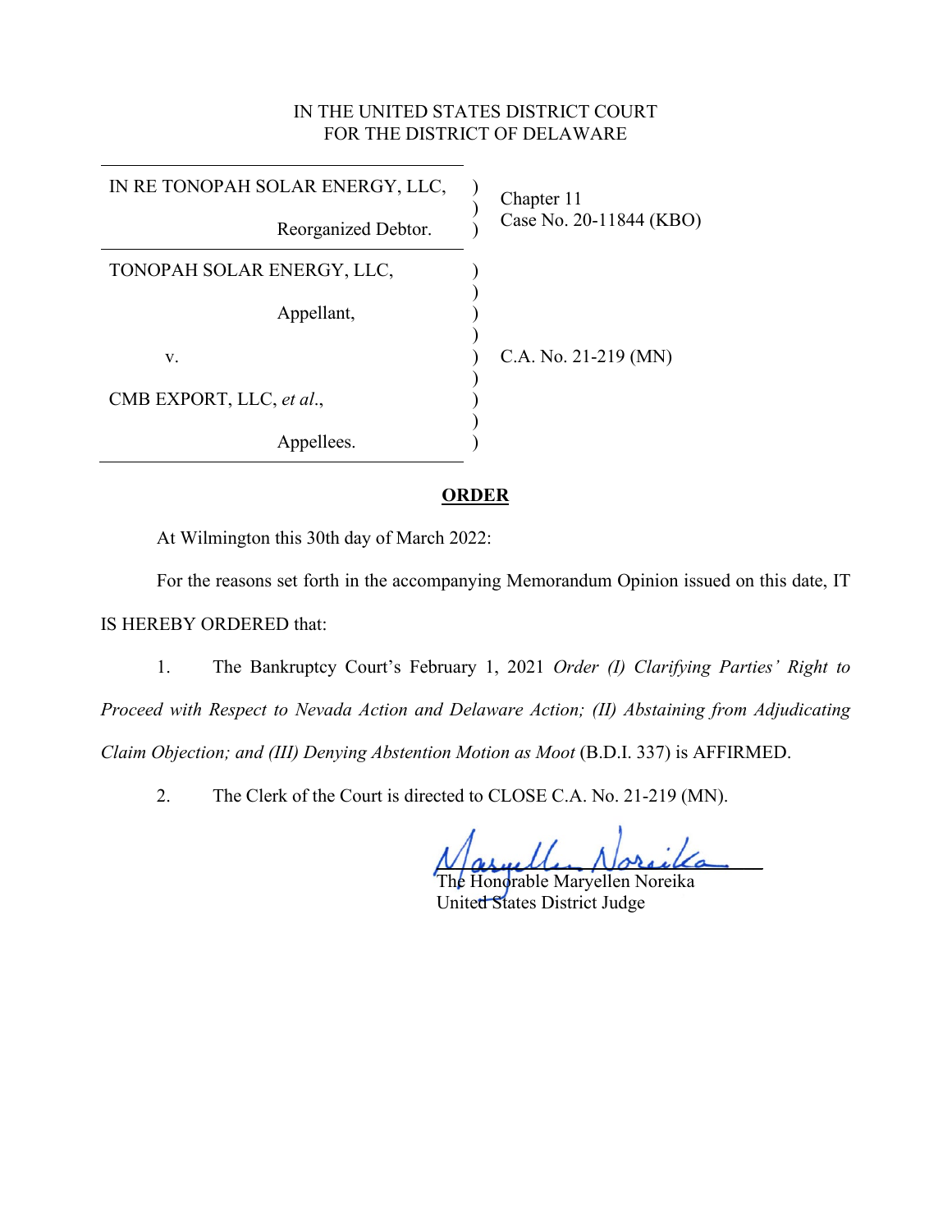IN THE UNITED STATES DISTRICT COURT
FOR THE DISTRICT OF DELAWARE

| | | |
|---|---|---|
| IN RE TONOPAH SOLAR ENERGY, LLC, Reorganized Debtor. | ) ) ) | Chapter 11 Case No. 20-11844 (KBO) |
| TONOPAH SOLAR ENERGY, LLC, Appellant, v. CMB EXPORT, LLC, *et al*., Appellees. | ) ) ) ) ) ) ) ) ) | C.A. No. 21-219 (MN) |

## **ORDER**

At Wilmington this 30th day of March 2022:

For the reasons set forth in the accompanying Memorandum Opinion issued on this date, IT IS HEREBY ORDERED that:

1. The Bankruptcy Court's February 1, 2021 *Order (I) Clarifying Parties' Right to Proceed with Respect to Nevada Action and Delaware Action; (II) Abstaining from Adjudicating Claim Objection; and (III) Denying Abstention Motion as Moot* (B.D.I. 337) is AFFIRMED.

2. The Clerk of the Court is directed to CLOSE C.A. No. 21-219 (MN).

The Honorable Maryellen Noreika
United States District Judge